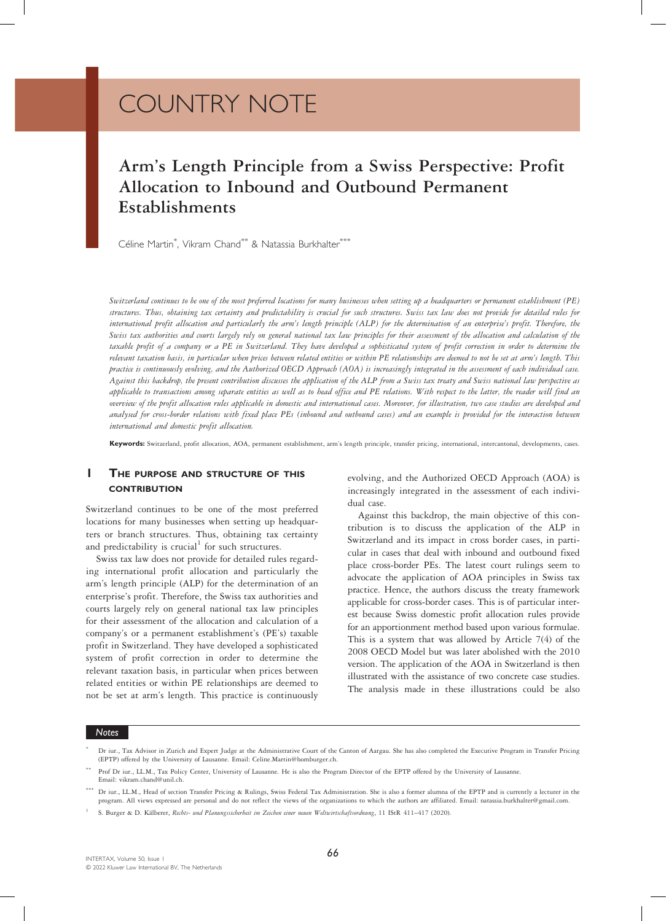# COUNTRY NOTE

## Arm's Length Principle from a Swiss Perspective: Profit Allocation to Inbound and Outbound Permanent Establishments

Céline Martin[*], Vikram Chand[**] & Natassia Burkhalter[***]

*Switzerland continues to be one of the most preferred locations for many businesses when setting up a headquarters or permanent establishment (PE) structures. Thus, obtaining tax certainty and predictability is crucial for such structures. Swiss tax law does not provide for detailed rules for international profit allocation and particularly the arm's length principle (ALP) for the determination of an enterprise's profit. Therefore, the Swiss tax authorities and courts largely rely on general national tax law principles for their assessment of the allocation and calculation of the taxable profit of a company or a PE in Switzerland. They have developed a sophisticated system of profit correction in order to determine the relevant taxation basis, in particular when prices between related entities or within PE relationships are deemed to not be set at arm's length. This practice is continuously evolving, and the Authorized OECD Approach (AOA) is increasingly integrated in the assessment of each individual case. Against this backdrop, the present contribution discusses the application of the ALP from a Swiss tax treaty and Swiss national law perspective as applicable to transactions among separate entities as well as to head office and PE relations. With respect to the latter, the reader will find an overview of the profit allocation rules applicable in domestic and international cases. Moreover, for illustration, two case studies are developed and analysed for cross-border relations with fixed place PEs (inbound and outbound cases) and an example is provided for the interaction between international and domestic profit allocation.*

**Keywords:** Switzerland, profit allocation, AOA, permanent establishment, arm's length principle, transfer pricing, international, intercantonal, developments, cases.

## 1 The Purpose and Structure of This Contribution

Switzerland continues to be one of the most preferred locations for many businesses when setting up headquarters or branch structures. Thus, obtaining tax certainty and predictability is crucial[1] for such structures.

Swiss tax law does not provide for detailed rules regarding international profit allocation and particularly the arm's length principle (ALP) for the determination of an enterprise's profit. Therefore, the Swiss tax authorities and courts largely rely on general national tax law principles for their assessment of the allocation and calculation of a company's or a permanent establishment's (PE's) taxable profit in Switzerland. They have developed a sophisticated system of profit correction in order to determine the relevant taxation basis, in particular when prices between related entities or within PE relationships are deemed to not be set at arm's length. This practice is continuously evolving, and the Authorized OECD Approach (AOA) is increasingly integrated in the assessment of each individual case.

Against this backdrop, the main objective of this contribution is to discuss the application of the ALP in Switzerland and its impact in cross border cases, in particular in cases that deal with inbound and outbound fixed place cross-border PEs. The latest court rulings seem to advocate the application of AOA principles in Swiss tax practice. Hence, the authors discuss the treaty framework applicable for cross-border cases. This is of particular interest because Swiss domestic profit allocation rules provide for an apportionment method based upon various formulae. This is a system that was allowed by Article 7(4) of the 2008 OECD Model but was later abolished with the 2010 version. The application of the AOA in Switzerland is then illustrated with the assistance of two concrete case studies. The analysis made in these illustrations could be also

---

**Notes**

[*] Dr iur., Tax Advisor in Zurich and Expert Judge at the Administrative Court of the Canton of Aargau. She has also completed the Executive Program in Transfer Pricing (EPTP) offered by the University of Lausanne. Email: Celine.Martin@homburger.ch.

[**] Prof Dr iur., LL.M., Tax Policy Center, University of Lausanne. He is also the Program Director of the EPTP offered by the University of Lausanne. Email: vikram.chand@unil.ch.

[***] Dr iur., LL.M., Head of section Transfer Pricing & Rulings, Swiss Federal Tax Administration. She is also a former alumna of the EPTP and is currently a lecturer in the program. All views expressed are personal and do not reflect the views of the organizations to which the authors are affiliated. Email: natassia.burkhalter@gmail.com.

[1] S. Burger & D. Kälberer, *Rechts- und Planungssicherheit im Zeichen einer neuen Weltwirtschaftsordnung*, 11 IStR 411–417 (2020).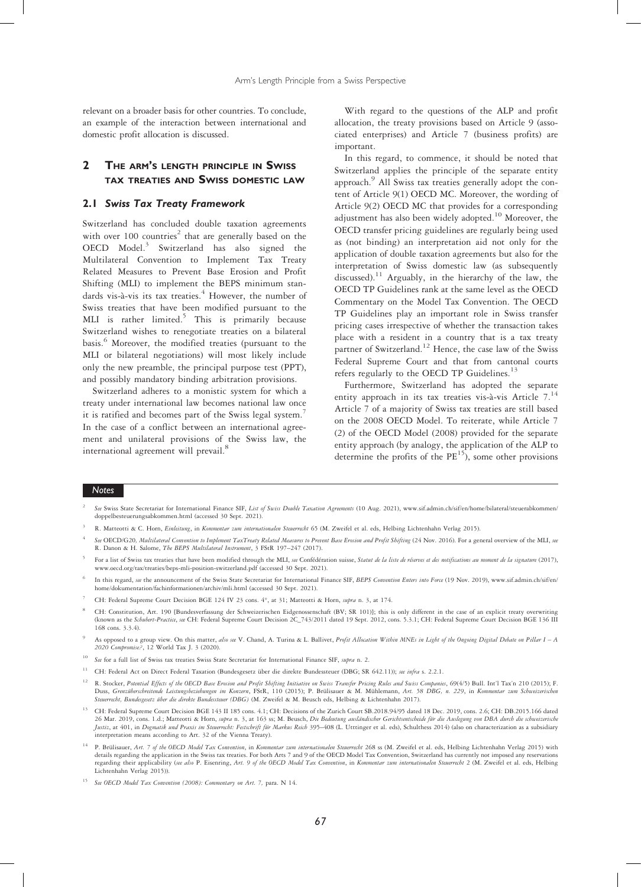relevant on a broader basis for other countries. To conclude, an example of the interaction between international and domestic profit allocation is discussed.

## 2 The Arm's Length Principle in Swiss Tax Treaties and Swiss Domestic Law

### 2.1 Swiss Tax Treaty Framework

Switzerland has concluded double taxation agreements with over 100 countries[2] that are generally based on the OECD Model.[3] Switzerland has also signed the Multilateral Convention to Implement Tax Treaty Related Measures to Prevent Base Erosion and Profit Shifting (MLI) to implement the BEPS minimum standards vis-à-vis its tax treaties.[4] However, the number of Swiss treaties that have been modified pursuant to the MLI is rather limited.[5] This is primarily because Switzerland wishes to renegotiate treaties on a bilateral basis.[6] Moreover, the modified treaties (pursuant to the MLI or bilateral negotiations) will most likely include only the new preamble, the principal purpose test (PPT), and possibly mandatory binding arbitration provisions.

Switzerland adheres to a monistic system for which a treaty under international law becomes national law once it is ratified and becomes part of the Swiss legal system.[7] In the case of a conflict between an international agreement and unilateral provisions of the Swiss law, the international agreement will prevail.[8]

With regard to the questions of the ALP and profit allocation, the treaty provisions based on Article 9 (associated enterprises) and Article 7 (business profits) are important.

In this regard, to commence, it should be noted that Switzerland applies the principle of the separate entity approach.[9] All Swiss tax treaties generally adopt the content of Article 9(1) OECD MC. Moreover, the wording of Article 9(2) OECD MC that provides for a corresponding adjustment has also been widely adopted.[10] Moreover, the OECD transfer pricing guidelines are regularly being used as (not binding) an interpretation aid not only for the application of double taxation agreements but also for the interpretation of Swiss domestic law (as subsequently discussed).[11] Arguably, in the hierarchy of the law, the OECD TP Guidelines rank at the same level as the OECD Commentary on the Model Tax Convention. The OECD TP Guidelines play an important role in Swiss transfer pricing cases irrespective of whether the transaction takes place with a resident in a country that is a tax treaty partner of Switzerland.[12] Hence, the case law of the Swiss Federal Supreme Court and that from cantonal courts refers regularly to the OECD TP Guidelines.[13]

Furthermore, Switzerland has adopted the separate entity approach in its tax treaties vis-à-vis Article 7.[14] Article 7 of a majority of Swiss tax treaties are still based on the 2008 OECD Model. To reiterate, while Article 7 (2) of the OECD Model (2008) provided for the separate entity approach (by analogy, the application of the ALP to determine the profits of the PE[15]), some other provisions

**Notes**

[2] *See* Swiss State Secretariat for International Finance SIF, *List of Swiss Double Taxation Agreements* (10 Aug. 2021), www.sif.admin.ch/sif/en/home/bilateral/steuerabkommen/doppelbesteuerungsabkommen.html (accessed 30 Sept. 2021).

[3] R. Matteotti & C. Horn, *Einleitung*, in *Kommentar zum internationalen Steuerrecht* 65 (M. Zweifel et al. eds, Helbing Lichtenhahn Verlag 2015).

[4] *See* OECD/G20, *Multilateral Convention to Implement TaxTreaty Related Measures to Prevent Base Erosion and Profit Shifting* (24 Nov. 2016). For a general overview of the MLI, *see* R. Danon & H. Salome, *The BEPS Multilateral Instrument*, 3 FStR 197–247 (2017).

[5] For a list of Swiss tax treaties that have been modified through the MLI, *see* Confédération suisse, *Statut de la liste de réserves et des notifications au moment de la signature* (2017), www.oecd.org/tax/treaties/beps-mli-position-switzerland.pdf (accessed 30 Sept. 2021).

[6] In this regard, *see* the announcement of the Swiss State Secretariat for International Finance SIF, *BEPS Convention Enters into Force* (19 Nov. 2019), www.sif.admin.ch/sif/en/home/dokumentation/fachinformationen/archiv/mli.html (accessed 30 Sept. 2021).

[7] CH: Federal Supreme Court Decision BGE 124 IV 23 cons. 4°, at 31; Matteotti & Horn, *supra* n. 3, at 174.

[8] CH: Constitution, Art. 190 [Bundesverfassung der Schweizerischen Eidgenossenschaft (BV; SR 101)]; this is only different in the case of an explicit treaty overwriting (known as the *Schubert-Practice*, *see* CH: Federal Supreme Court Decision 2C_743/2011 dated 19 Sept. 2012, cons. 5.3.1; CH: Federal Supreme Court Decision BGE 136 III 168 cons. 3.3.4).

[9] As opposed to a group view. On this matter, *also see* V. Chand, A. Turina & L. Ballivet, *Profit Allocation Within MNEs in Light of the Ongoing Digital Debate on Pillar I – A 2020 Compromise?*, 12 World Tax J. 3 (2020).

[10] *See* for a full list of Swiss tax treaties Swiss State Secretariat for International Finance SIF, *supra* n. 2.

[11] CH: Federal Act on Direct Federal Taxation (Bundesgesetz über die direkte Bundessteuer (DBG; SR 642.11)); *see infra* s. 2.2.1.

[12] R. Stocker, *Potential Effects of the OECD Base Erosion and Profit Shifting Initiative on Swiss Transfer Pricing Rules and Swiss Companies*, 69(4/5) Bull. Int'l Tax'n 210 (2015); F. Duss, *Grenzüberschreitende Leistungsbeziehungen im Konzern*, FStR, 110 (2015); P. Brülisauer & M. Mühlemann, *Art. 58 DBG, n. 229*, in *Kommentar zum Schweizerischen Steuerrecht, Bundesgesetz über die direkte Bundessteuer (DBG)* (M. Zweifel & M. Beusch eds, Helbing & Lichtenhahn 2017).

[13] CH: Federal Supreme Court Decision BGE 143 II 185 cons. 4.1; CH: Decisions of the Zurich Court SB.2018.94/95 dated 18 Dec. 2019, cons. 2.6; CH: DB.2015.166 dated 26 Mar. 2019, cons. 1.d.; Matteotti & Horn, *supra* n. 3, at 163 ss; M. Beusch, *Die Bedeutung ausländischer Gerichtsentscheide für die Auslegung von DBA durch die schweizerische Justiz*, at 401, in *Dogmatik und Praxis im Steuerrecht: Festschrift für Markus Reich* 395–408 (L. Utttinger et al. eds), Schulthess 2014) (also on characterization as a subsidiary interpretation means according to Art. 32 of the Vienna Treaty).

[14] P. Brülisauer, *Art. 7 of the OECD Model Tax Convention*, in *Kommentar zum internationalen Steuerrecht* 268 ss (M. Zweifel et al. eds, Helbing Lichtenhahn Verlag 2015) with details regarding the application in the Swiss tax treaties. For both Arts 7 and 9 of the OECD Model Tax Convention, Switzerland has currently not imposed any reservations regarding their applicability (*see also* P. Eisenring, *Art. 9 of the OECD Model Tax Convention*, in *Kommentar zum internationalen Steuerrecht* 2 (M. Zweifel et al. eds, Helbing Lichtenhahn Verlag 2015)).

[15] *See OECD Model Tax Convention (2008): Commentary on Art. 7*, para. N 14.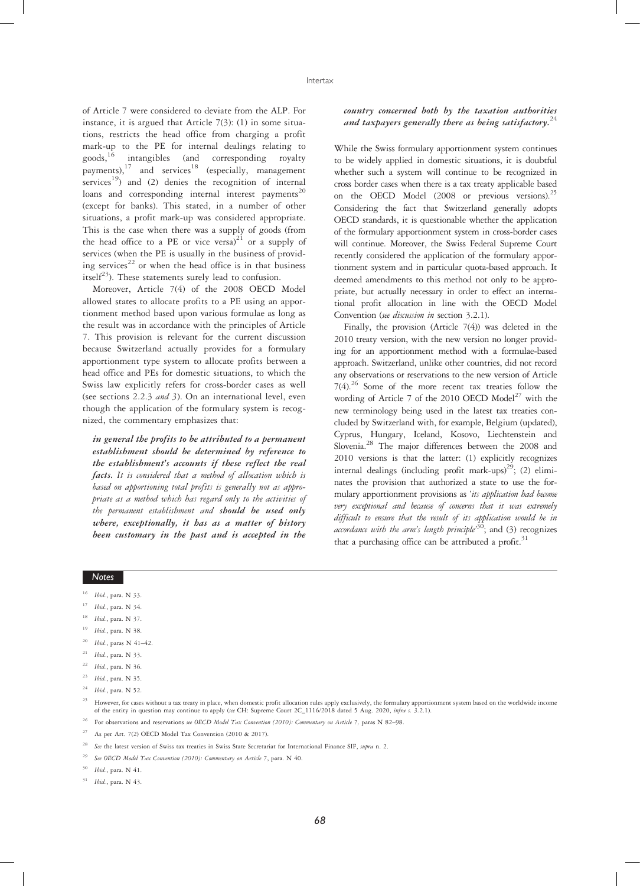of Article 7 were considered to deviate from the ALP. For instance, it is argued that Article 7(3): (1) in some situations, restricts the head office from charging a profit mark-up to the PE for internal dealings relating to goods,[16] intangibles (and corresponding royalty payments),[17] and services[18] (especially, management services[19]) and (2) denies the recognition of internal loans and corresponding internal interest payments[20] (except for banks). This stated, in a number of other situations, a profit mark-up was considered appropriate. This is the case when there was a supply of goods (from the head office to a PE or vice versa)[21] or a supply of services (when the PE is usually in the business of providing services[22] or when the head office is in that business itself[23]). These statements surely lead to confusion.

Moreover, Article 7(4) of the 2008 OECD Model allowed states to allocate profits to a PE using an apportionment method based upon various formulae as long as the result was in accordance with the principles of Article 7. This provision is relevant for the current discussion because Switzerland actually provides for a formulary apportionment type system to allocate profits between a head office and PEs for domestic situations, to which the Swiss law explicitly refers for cross-border cases as well (see sections 2.2.3 *and 3*). On an international level, even though the application of the formulary system is recognized, the commentary emphasizes that:

> ***in general the profits to be attributed to a permanent establishment should be determined by reference to the establishment's accounts if these reflect the real facts.*** *It is considered that a method of allocation which is based on apportioning total profits is generally not as appropriate as a method which has regard only to the activities of the permanent establishment and* ***should be used only where, exceptionally, it has as a matter of history been customary in the past and is accepted in the country concerned both by the taxation authorities and taxpayers generally there as being satisfactory.***[24]

While the Swiss formulary apportionment system continues to be widely applied in domestic situations, it is doubtful whether such a system will continue to be recognized in cross border cases when there is a tax treaty applicable based on the OECD Model (2008 or previous versions).[25] Considering the fact that Switzerland generally adopts OECD standards, it is questionable whether the application of the formulary apportionment system in cross-border cases will continue. Moreover, the Swiss Federal Supreme Court recently considered the application of the formulary apportionment system and in particular quota-based approach. It deemed amendments to this method not only to be appropriate, but actually necessary in order to effect an international profit allocation in line with the OECD Model Convention (*see discussion in* section 3.2.1).

Finally, the provision (Article 7(4)) was deleted in the 2010 treaty version, with the new version no longer providing for an apportionment method with a formulae-based approach. Switzerland, unlike other countries, did not record any observations or reservations to the new version of Article 7(4).[26] Some of the more recent tax treaties follow the wording of Article 7 of the 2010 OECD Model[27] with the new terminology being used in the latest tax treaties concluded by Switzerland with, for example, Belgium (updated), Cyprus, Hungary, Iceland, Kosovo, Liechtenstein and Slovenia.[28] The major differences between the 2008 and 2010 versions is that the latter: (1) explicitly recognizes internal dealings (including profit mark-ups)[29]; (2) eliminates the provision that authorized a state to use the formulary apportionment provisions as '*its application had become very exceptional and because of concerns that it was extremely difficult to ensure that the result of its application would be in accordance with the arm's length principle*'[30]; and (3) recognizes that a purchasing office can be attributed a profit.[31]

## Notes

16 *Ibid.*, para. N 33.

17 *Ibid.*, para. N 34.

18 *Ibid.*, para. N 37.

19 *Ibid.*, para. N 38.

20 *Ibid.*, paras N 41–42.

21 *Ibid.*, para. N 33.

22 *Ibid.*, para. N 36.

23 *Ibid.*, para. N 35.

24 *Ibid.*, para. N 52.

25 However, for cases without a tax treaty in place, when domestic profit allocation rules apply exclusively, the formulary apportionment system based on the worldwide income of the entity in question may continue to apply (*see* CH: Supreme Court 2C_1116/2018 dated 5 Aug. 2020, *infra s.* 3.2.1).

26 For observations and reservations *see OECD Model Tax Convention (2010): Commentary on Article 7,* paras N 82–98.

27 As per Art. 7(2) OECD Model Tax Convention (2010 & 2017).

28 *See* the latest version of Swiss tax treaties in Swiss State Secretariat for International Finance SIF, *supra* n. 2.

29 *See OECD Model Tax Convention (2010): Commentary on Article 7*, para. N 40.

30 *Ibid.*, para. N 41.

31 *Ibid.*, para. N 43.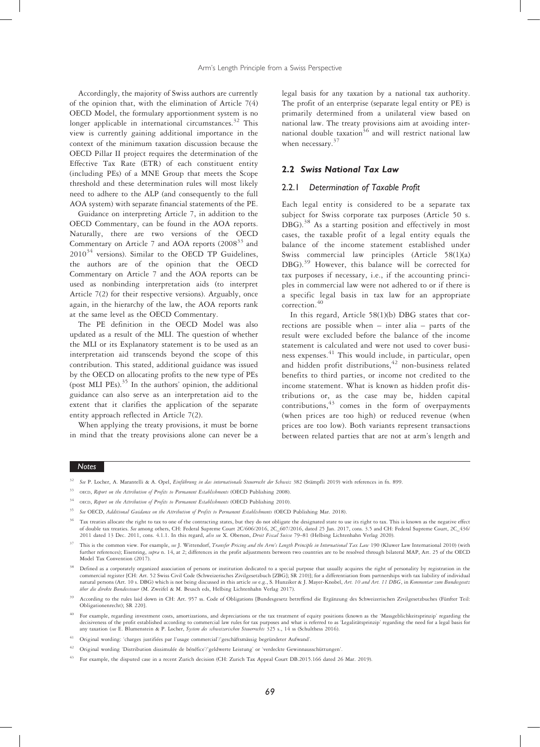Accordingly, the majority of Swiss authors are currently of the opinion that, with the elimination of Article 7(4) OECD Model, the formulary apportionment system is no longer applicable in international circumstances.[32] This view is currently gaining additional importance in the context of the minimum taxation discussion because the OECD Pillar II project requires the determination of the Effective Tax Rate (ETR) of each constituent entity (including PEs) of a MNE Group that meets the Scope threshold and these determination rules will most likely need to adhere to the ALP (and consequently to the full AOA system) with separate financial statements of the PE.

Guidance on interpreting Article 7, in addition to the OECD Commentary, can be found in the AOA reports. Naturally, there are two versions of the OECD Commentary on Article 7 and AOA reports (2008[33] and 2010[34] versions). Similar to the OECD TP Guidelines, the authors are of the opinion that the OECD Commentary on Article 7 and the AOA reports can be used as nonbinding interpretation aids (to interpret Article 7(2) for their respective versions). Arguably, once again, in the hierarchy of the law, the AOA reports rank at the same level as the OECD Commentary.

The PE definition in the OECD Model was also updated as a result of the MLI. The question of whether the MLI or its Explanatory statement is to be used as an interpretation aid transcends beyond the scope of this contribution. This stated, additional guidance was issued by the OECD on allocating profits to the new type of PEs (post MLI PEs).[35] In the authors' opinion, the additional guidance can also serve as an interpretation aid to the extent that it clarifies the application of the separate entity approach reflected in Article 7(2).

When applying the treaty provisions, it must be borne in mind that the treaty provisions alone can never be a legal basis for any taxation by a national tax authority. The profit of an enterprise (separate legal entity or PE) is primarily determined from a unilateral view based on national law. The treaty provisions aim at avoiding international double taxation[36] and will restrict national law when necessary.[37]

## 2.2 *Swiss National Tax Law*

### 2.2.1 *Determination of Taxable Profit*

Each legal entity is considered to be a separate tax subject for Swiss corporate tax purposes (Article 50 s. DBG).[38] As a starting position and effectively in most cases, the taxable profit of a legal entity equals the balance of the income statement established under Swiss commercial law principles (Article 58(1)(a) DBG).[39] However, this balance will be corrected for tax purposes if necessary, i.e., if the accounting principles in commercial law were not adhered to or if there is a specific legal basis in tax law for an appropriate correction.[40]

In this regard, Article 58(1)(b) DBG states that corrections are possible when – inter alia – parts of the result were excluded before the balance of the income statement is calculated and were not used to cover business expenses.[41] This would include, in particular, open and hidden profit distributions,[42] non-business related benefits to third parties, or income not credited to the income statement. What is known as hidden profit distributions or, as the case may be, hidden capital contributions,[43] comes in the form of overpayments (when prices are too high) or reduced revenue (when prices are too low). Both variants represent transactions between related parties that are not at arm's length and

**Notes**

[32] *See* P. Locher, A. Marantelli & A. Opel, *Einführung in das internationale Steuerrecht der Schweiz* 382 (Stämpfli 2019) with references in fn. 899.

[33] OECD, *Report on the Attribution of Profits to Permanent Establishments* (OECD Publishing 2008).

[34] OECD, *Report on the Attribution of Profits to Permanent Establishments* (OECD Publishing 2010).

[35] *See* OECD, *Additional Guidance on the Attribution of Profits to Permanent Establishments* (OECD Publishing Mar. 2018).

[36] Tax treaties allocate the right to tax to one of the contracting states, but they do not obligate the designated state to use its right to tax. This is known as the negative effect of double tax treaties. *See* among others, CH: Federal Supreme Court 2C/606/2016, 2C_607/2016, dated 25 Jan. 2017, cons. 3.5 and CH: Federal Supreme Court, 2C_436/2011 dated 13 Dec. 2011, cons. 4.1.1. In this regard, *also see* X. Oberson, *Droit Fiscal Suisse* 79–81 (Helbing Lichtenhahn Verlag 2020).

[37] This is the common view. For example, *see* J. Wittendorf, *Transfer Pricing and the Arm's Length Principle in International Tax Law* 190 (Kluwer Law International 2010) (with further references); Eisenring, *supra* n. 14, at 2; differences in the profit adjustments between two countries are to be resolved through bilateral MAP, Art. 25 of the OECD Model Tax Convention (2017).

[38] Defined as a corporately organized association of persons or institution dedicated to a special purpose that usually acquires the right of personality by registration in the commercial register [CH: Art. 52 Swiss Civil Code (Schweizerisches Zivilgesetzbuch [ZGB]; SR 210)]; for a differentiation from partnerships with tax liability of individual natural persons (Art. 10 s. DBG) which is not being discussed in this article *see* e.g., S. Hunziker & J. Mayer-Knobel, *Art. 10 and Art. 11 DBG*, in *Kommentar zum Bundesgesetz über die direkte Bundessteuer* (M. Zweifel & M. Beusch eds, Helbing Lichtenhahn Verlag 2017).

[39] According to the rules laid down in CH: Art. 957 ss. Code of Obligations [Bundesgesetz betreffend die Ergänzung des Schweizerischen Zivilgesetzbuches (Fünfter Teil: Obligationenrecht); SR 220].

[40] For example, regarding investment costs, amortizations, and depreciations or the tax treatment of equity positions (known as the 'Massgeblichkeitsprinzip' regarding the decisiveness of the profit established according to commercial law rules for tax purposes and what is referred to as 'Legalitätsprinzip' regarding the need for a legal basis for any taxation (*see* E. Blumenstein & P. Locher, *System des schweizerischen Steuerrechts* 325 s., 14 ss (Schulthess 2016).

[41] Original wording: 'charges justifiées par l'usage commercial'/'geschäftsmässig begründeter Aufwand'.

[42] Original wording 'Distribution dissimulée de bénéfice'/'geldwerte Leistung' or 'verdeckte Gewinnausschüttungen'.

[43] For example, the disputed case in a recent Zurich decision (CH: Zurich Tax Appeal Court DB.2015.166 dated 26 Mar. 2019).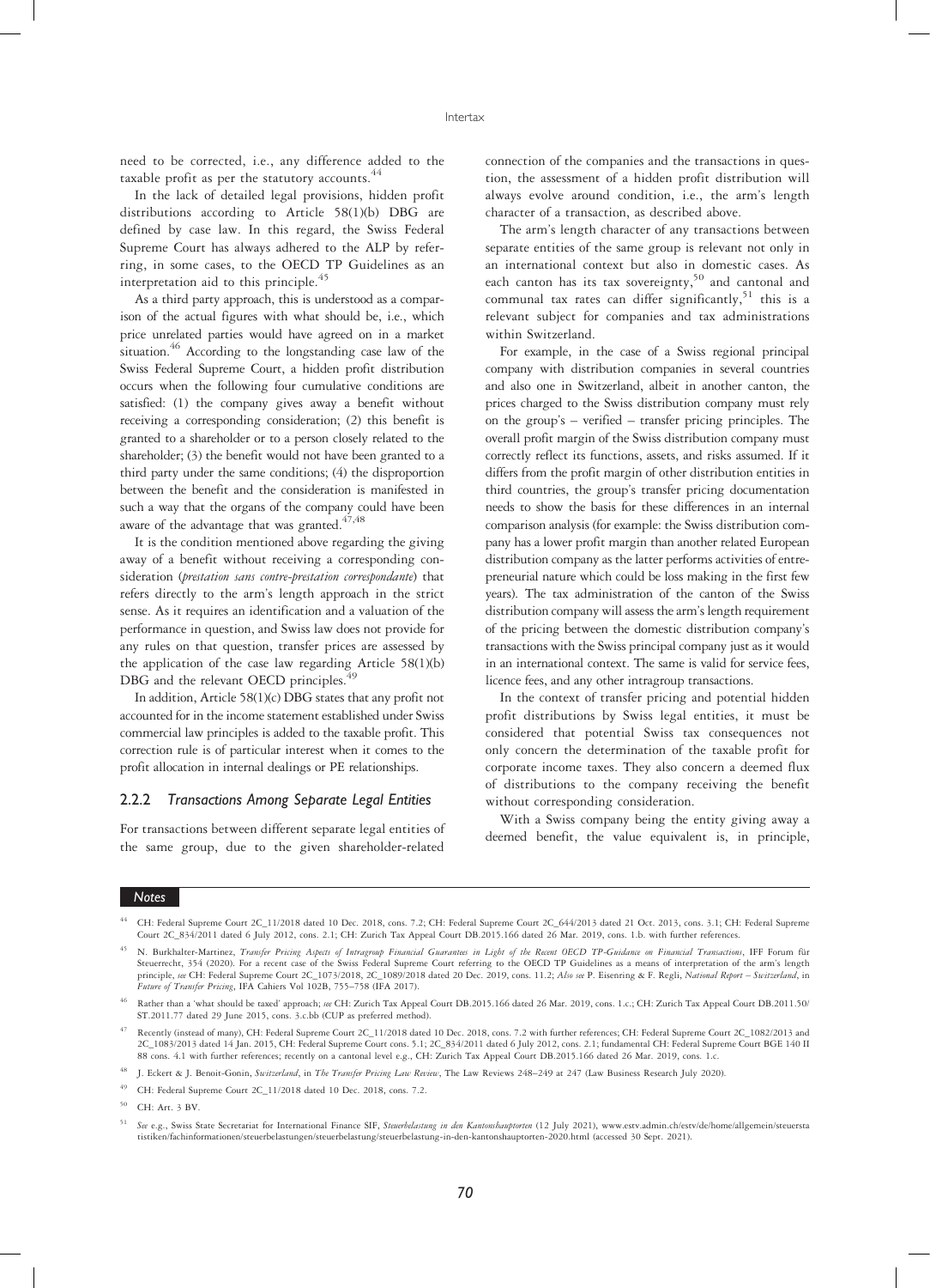need to be corrected, i.e., any difference added to the taxable profit as per the statutory accounts.[44]

In the lack of detailed legal provisions, hidden profit distributions according to Article 58(1)(b) DBG are defined by case law. In this regard, the Swiss Federal Supreme Court has always adhered to the ALP by referring, in some cases, to the OECD TP Guidelines as an interpretation aid to this principle.[45]

As a third party approach, this is understood as a comparison of the actual figures with what should be, i.e., which price unrelated parties would have agreed on in a market situation.[46] According to the longstanding case law of the Swiss Federal Supreme Court, a hidden profit distribution occurs when the following four cumulative conditions are satisfied: (1) the company gives away a benefit without receiving a corresponding consideration; (2) this benefit is granted to a shareholder or to a person closely related to the shareholder; (3) the benefit would not have been granted to a third party under the same conditions; (4) the disproportion between the benefit and the consideration is manifested in such a way that the organs of the company could have been aware of the advantage that was granted.[47,48]

It is the condition mentioned above regarding the giving away of a benefit without receiving a corresponding consideration (*prestation sans contre-prestation correspondante*) that refers directly to the arm's length approach in the strict sense. As it requires an identification and a valuation of the performance in question, and Swiss law does not provide for any rules on that question, transfer prices are assessed by the application of the case law regarding Article 58(1)(b) DBG and the relevant OECD principles.[49]

In addition, Article 58(1)(c) DBG states that any profit not accounted for in the income statement established under Swiss commercial law principles is added to the taxable profit. This correction rule is of particular interest when it comes to the profit allocation in internal dealings or PE relationships.

### 2.2.2 *Transactions Among Separate Legal Entities*

For transactions between different separate legal entities of the same group, due to the given shareholder-related connection of the companies and the transactions in question, the assessment of a hidden profit distribution will always evolve around condition, i.e., the arm's length character of a transaction, as described above.

The arm's length character of any transactions between separate entities of the same group is relevant not only in an international context but also in domestic cases. As each canton has its tax sovereignty,[50] and cantonal and communal tax rates can differ significantly,[51] this is a relevant subject for companies and tax administrations within Switzerland.

For example, in the case of a Swiss regional principal company with distribution companies in several countries and also one in Switzerland, albeit in another canton, the prices charged to the Swiss distribution company must rely on the group's – verified – transfer pricing principles. The overall profit margin of the Swiss distribution company must correctly reflect its functions, assets, and risks assumed. If it differs from the profit margin of other distribution entities in third countries, the group's transfer pricing documentation needs to show the basis for these differences in an internal comparison analysis (for example: the Swiss distribution company has a lower profit margin than another related European distribution company as the latter performs activities of entrepreneurial nature which could be loss making in the first few years). The tax administration of the canton of the Swiss distribution company will assess the arm's length requirement of the pricing between the domestic distribution company's transactions with the Swiss principal company just as it would in an international context. The same is valid for service fees, licence fees, and any other intragroup transactions.

In the context of transfer pricing and potential hidden profit distributions by Swiss legal entities, it must be considered that potential Swiss tax consequences not only concern the determination of the taxable profit for corporate income taxes. They also concern a deemed flux of distributions to the company receiving the benefit without corresponding consideration.

With a Swiss company being the entity giving away a deemed benefit, the value equivalent is, in principle,

**Notes**

[44] CH: Federal Supreme Court 2C_11/2018 dated 10 Dec. 2018, cons. 7.2; CH: Federal Supreme Court 2C_644/2013 dated 21 Oct. 2013, cons. 3.1; CH: Federal Supreme Court 2C_834/2011 dated 6 July 2012, cons. 2.1; CH: Zurich Tax Appeal Court DB.2015.166 dated 26 Mar. 2019, cons. 1.b. with further references.

[45] N. Burkhalter-Martinez, *Transfer Pricing Aspects of Intragroup Financial Guarantees in Light of the Recent OECD TP-Guidance on Financial Transactions*, IFF Forum für Steuerrecht, 354 (2020). For a recent case of the Swiss Federal Supreme Court referring to the OECD TP Guidelines as a means of interpretation of the arm's length principle, *see* CH: Federal Supreme Court 2C_1073/2018, 2C_1089/2018 dated 20 Dec. 2019, cons. 11.2; *Also see* P. Eisenring & F. Regli, *National Report – Switzerland*, in *Future of Transfer Pricing*, IFA Cahiers Vol 102B, 755–758 (IFA 2017).

[46] Rather than a 'what should be taxed' approach; *see* CH: Zurich Tax Appeal Court DB.2015.166 dated 26 Mar. 2019, cons. 1.c.; CH: Zurich Tax Appeal Court DB.2011.50/ST.2011.77 dated 29 June 2015, cons. 3.c.bb (CUP as preferred method).

[47] Recently (instead of many), CH: Federal Supreme Court 2C_11/2018 dated 10 Dec. 2018, cons. 7.2 with further references; CH: Federal Supreme Court 2C_1082/2013 and 2C_1083/2013 dated 14 Jan. 2015, CH: Federal Supreme Court cons. 5.1; 2C_834/2011 dated 6 July 2012, cons. 2.1; fundamental CH: Federal Supreme Court BGE 140 II 88 cons. 4.1 with further references; recently on a cantonal level e.g., CH: Zurich Tax Appeal Court DB.2015.166 dated 26 Mar. 2019, cons. 1.c.

[48] J. Eckert & J. Benoit-Gonin, *Switzerland*, in *The Transfer Pricing Law Review*, The Law Reviews 248–249 at 247 (Law Business Research July 2020).

[49] CH: Federal Supreme Court 2C_11/2018 dated 10 Dec. 2018, cons. 7.2.

[50] CH: Art. 3 BV.

[51] *See* e.g., Swiss State Secretariat for International Finance SIF, *Steuerbelastung in den Kantonshauptorten* (12 July 2021), www.estv.admin.ch/estv/de/home/allgemein/steuerstatistiken/fachinformationen/steuerbelastungen/steuerbelastung/steuerbelastung-in-den-kantonshauptorten-2020.html (accessed 30 Sept. 2021).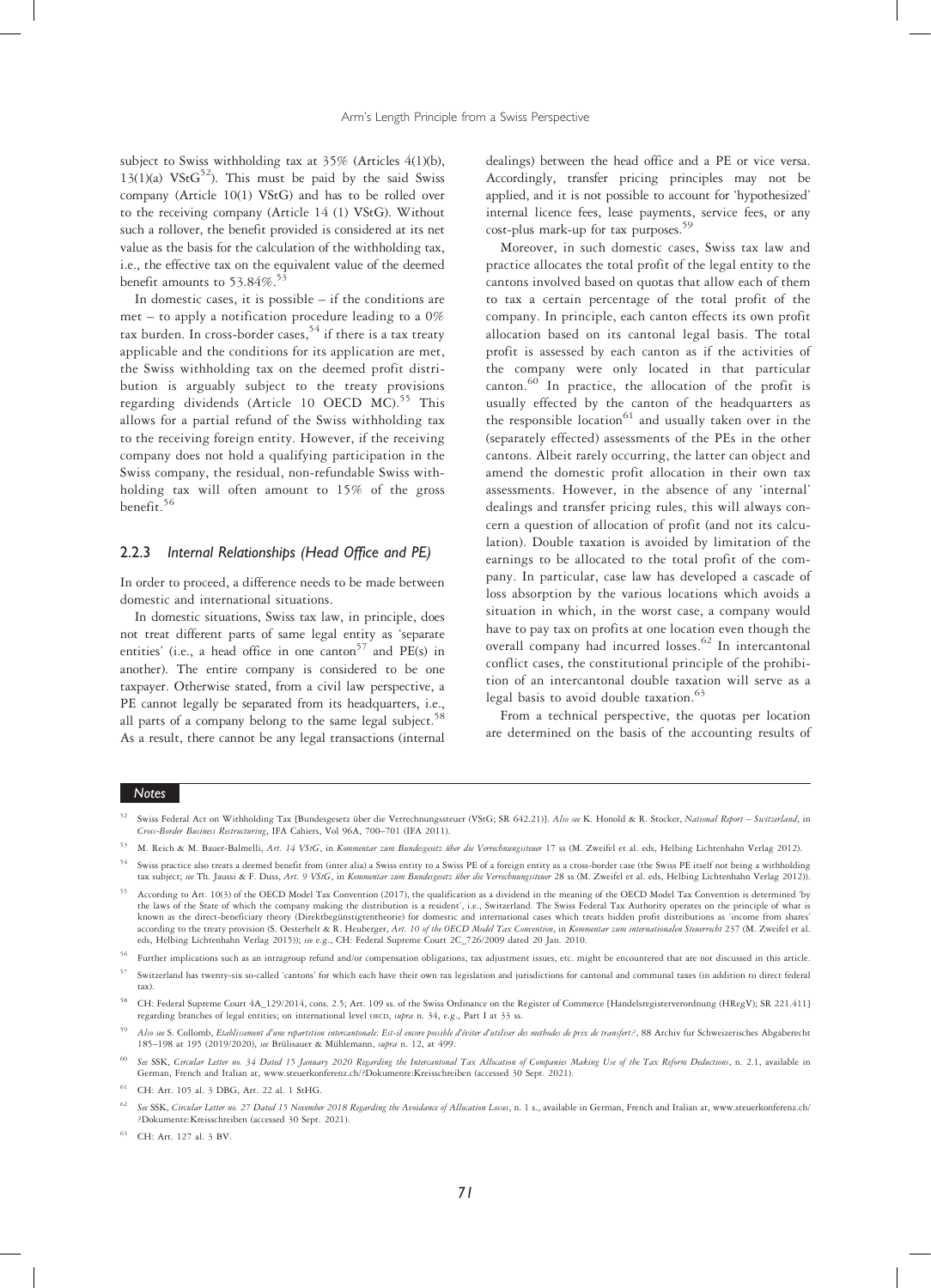subject to Swiss withholding tax at 35% (Articles 4(1)(b), 13(1)(a) VStG[52]). This must be paid by the said Swiss company (Article 10(1) VStG) and has to be rolled over to the receiving company (Article 14 (1) VStG). Without such a rollover, the benefit provided is considered at its net value as the basis for the calculation of the withholding tax, i.e., the effective tax on the equivalent value of the deemed benefit amounts to 53.84%.[53]

In domestic cases, it is possible – if the conditions are met – to apply a notification procedure leading to a 0% tax burden. In cross-border cases,[54] if there is a tax treaty applicable and the conditions for its application are met, the Swiss withholding tax on the deemed profit distribution is arguably subject to the treaty provisions regarding dividends (Article 10 OECD MC).[55] This allows for a partial refund of the Swiss withholding tax to the receiving foreign entity. However, if the receiving company does not hold a qualifying participation in the Swiss company, the residual, non-refundable Swiss withholding tax will often amount to 15% of the gross benefit.[56]

### 2.2.3 *Internal Relationships (Head Office and PE)*

In order to proceed, a difference needs to be made between domestic and international situations.

In domestic situations, Swiss tax law, in principle, does not treat different parts of same legal entity as 'separate entities' (i.e., a head office in one canton[57] and PE(s) in another). The entire company is considered to be one taxpayer. Otherwise stated, from a civil law perspective, a PE cannot legally be separated from its headquarters, i.e., all parts of a company belong to the same legal subject.[58] As a result, there cannot be any legal transactions (internal dealings) between the head office and a PE or vice versa. Accordingly, transfer pricing principles may not be applied, and it is not possible to account for 'hypothesized' internal licence fees, lease payments, service fees, or any cost-plus mark-up for tax purposes.[59]

Moreover, in such domestic cases, Swiss tax law and practice allocates the total profit of the legal entity to the cantons involved based on quotas that allow each of them to tax a certain percentage of the total profit of the company. In principle, each canton effects its own profit allocation based on its cantonal legal basis. The total profit is assessed by each canton as if the activities of the company were only located in that particular canton.[60] In practice, the allocation of the profit is usually effected by the canton of the headquarters as the responsible location[61] and usually taken over in the (separately effected) assessments of the PEs in the other cantons. Albeit rarely occurring, the latter can object and amend the domestic profit allocation in their own tax assessments. However, in the absence of any 'internal' dealings and transfer pricing rules, this will always concern a question of allocation of profit (and not its calculation). Double taxation is avoided by limitation of the earnings to be allocated to the total profit of the company. In particular, case law has developed a cascade of loss absorption by the various locations which avoids a situation in which, in the worst case, a company would have to pay tax on profits at one location even though the overall company had incurred losses.[62] In intercantonal conflict cases, the constitutional principle of the prohibition of an intercantonal double taxation will serve as a legal basis to avoid double taxation.[63]

From a technical perspective, the quotas per location are determined on the basis of the accounting results of

---

**Notes**

[52] Swiss Federal Act on Withholding Tax [Bundesgesetz über die Verrechnungssteuer (VStG; SR 642.21)]. *Also see* K. Honold & R. Stocker, *National Report – Switzerland*, in *Cross-Border Business Restructuring*, IFA Cahiers, Vol 96A, 700–701 (IFA 2011).

[53] M. Reich & M. Bauer-Balmelli, *Art. 14 VStG*, in *Kommentar zum Bundesgesetz über die Verrechnungssteuer* 17 ss (M. Zweifel et al. eds, Helbing Lichtenhahn Verlag 2012).

[54] Swiss practice also treats a deemed benefit from (inter alia) a Swiss entity to a Swiss PE of a foreign entity as a cross-border case (the Swiss PE itself not being a withholding tax subject; *see* Th. Jaussi & F. Duss, *Art. 9 VStG*, in *Kommentar zum Bundesgesetz über die Verrechnungssteuer* 28 ss (M. Zweifel et al. eds, Helbing Lichtenhahn Verlag 2012)).

[55] According to Art. 10(3) of the OECD Model Tax Convention (2017), the qualification as a dividend in the meaning of the OECD Model Tax Convention is determined 'by the laws of the State of which the company making the distribution is a resident', i.e., Switzerland. The Swiss Federal Tax Authority operates on the principle of what is known as the direct-beneficiary theory (Direktbegünstigtentheorie) for domestic and international cases which treats hidden profit distributions as 'income from shares' according to the treaty provision (S. Oesterhelt & R. Heuberger, *Art. 10 of the OECD Model Tax Convention*, in *Kommentar zum internationalen Steuerrecht* 237 (M. Zweifel et al. eds, Helbing Lichtenhahn Verlag 2015)); *see* e.g., CH: Federal Supreme Court 2C_726/2009 dated 20 Jan. 2010.

[56] Further implications such as an intragroup refund and/or compensation obligations, tax adjustment issues, etc. might be encountered that are not discussed in this article.

[57] Switzerland has twenty-six so-called 'cantons' for which each have their own tax legislation and jurisdictions for cantonal and communal taxes (in addition to direct federal tax).

[58] CH: Federal Supreme Court 4A_129/2014, cons. 2.5; Art. 109 ss. of the Swiss Ordinance on the Register of Commerce [Handelsregisterverordnung (HRegV); SR 221.411] regarding branches of legal entities; on international level OECD, *supra* n. 34, e.g., Part I at 33 ss.

[59] *Also see* S. Collomb, *Etablissement d'une repartition intercantonale: Est-il encore possible d'éviter d'utiliser des methodes de prix de transfert?*, 88 Archiv fur Schweizerisches Abgaberecht 185–198 at 195 (2019/2020), *see* Brülisauer & Mühlemann, *supra* n. 12, at 499.

[60] *See* SSK, *Circular Letter no. 34 Dated 15 January 2020 Regarding the Intercantonal Tax Allocation of Companies Making Use of the Tax Reform Deductions*, n. 2.1, available in German, French and Italian at, www.steuerkonferenz.ch/?Dokumente:Kreisschreiben (accessed 30 Sept. 2021).

[61] CH: Art. 105 al. 3 DBG, Art. 22 al. 1 StHG.

[62] *See* SSK, *Circular Letter no. 27 Dated 15 November 2018 Regarding the Avoidance of Allocation Losses*, n. 1 s., available in German, French and Italian at, www.steuerkonferenz.ch/?Dokumente:Kreisschreiben (accessed 30 Sept. 2021).

[63] CH: Art. 127 al. 3 BV.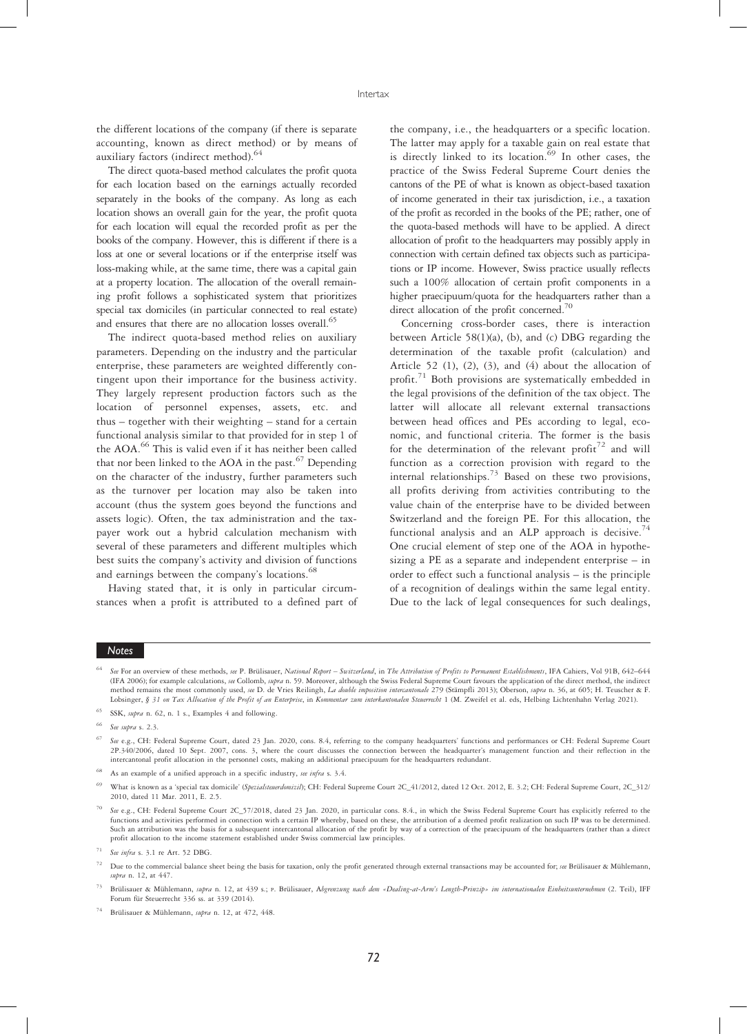the different locations of the company (if there is separate accounting, known as direct method) or by means of auxiliary factors (indirect method).[64]

The direct quota-based method calculates the profit quota for each location based on the earnings actually recorded separately in the books of the company. As long as each location shows an overall gain for the year, the profit quota for each location will equal the recorded profit as per the books of the company. However, this is different if there is a loss at one or several locations or if the enterprise itself was loss-making while, at the same time, there was a capital gain at a property location. The allocation of the overall remaining profit follows a sophisticated system that prioritizes special tax domiciles (in particular connected to real estate) and ensures that there are no allocation losses overall.[65]

The indirect quota-based method relies on auxiliary parameters. Depending on the industry and the particular enterprise, these parameters are weighted differently contingent upon their importance for the business activity. They largely represent production factors such as the location of personnel expenses, assets, etc. and thus – together with their weighting – stand for a certain functional analysis similar to that provided for in step 1 of the AOA.[66] This is valid even if it has neither been called that nor been linked to the AOA in the past.[67] Depending on the character of the industry, further parameters such as the turnover per location may also be taken into account (thus the system goes beyond the functions and assets logic). Often, the tax administration and the taxpayer work out a hybrid calculation mechanism with several of these parameters and different multiples which best suits the company's activity and division of functions and earnings between the company's locations.[68]

Having stated that, it is only in particular circumstances when a profit is attributed to a defined part of the company, i.e., the headquarters or a specific location. The latter may apply for a taxable gain on real estate that is directly linked to its location.[69] In other cases, the practice of the Swiss Federal Supreme Court denies the cantons of the PE of what is known as object-based taxation of income generated in their tax jurisdiction, i.e., a taxation of the profit as recorded in the books of the PE; rather, one of the quota-based methods will have to be applied. A direct allocation of profit to the headquarters may possibly apply in connection with certain defined tax objects such as participations or IP income. However, Swiss practice usually reflects such a 100% allocation of certain profit components in a higher praecipuum/quota for the headquarters rather than a direct allocation of the profit concerned.[70]

Concerning cross-border cases, there is interaction between Article 58(1)(a), (b), and (c) DBG regarding the determination of the taxable profit (calculation) and Article 52 (1), (2), (3), and (4) about the allocation of profit.[71] Both provisions are systematically embedded in the legal provisions of the definition of the tax object. The latter will allocate all relevant external transactions between head offices and PEs according to legal, economic, and functional criteria. The former is the basis for the determination of the relevant profit[72] and will function as a correction provision with regard to the internal relationships.[73] Based on these two provisions, all profits deriving from activities contributing to the value chain of the enterprise have to be divided between Switzerland and the foreign PE. For this allocation, the functional analysis and an ALP approach is decisive.[74] One crucial element of step one of the AOA in hypothesizing a PE as a separate and independent enterprise – in order to effect such a functional analysis – is the principle of a recognition of dealings within the same legal entity. Due to the lack of legal consequences for such dealings,

---

**Notes**

[64] *See* For an overview of these methods, *see* P. Brülisauer, *National Report – Switzerland*, in *The Attribution of Profits to Permanent Establishments*, IFA Cahiers, Vol 91B, 642–644 (IFA 2006); for example calculations, *see* Collomb, *supra* n. 59. Moreover, although the Swiss Federal Supreme Court favours the application of the direct method, the indirect method remains the most commonly used, *see* D. de Vries Reilingh, *La double imposition intercantonale* 279 (Stämpfli 2013); Oberson, *supra* n. 36, at 605; H. Teuscher & F. Lobsinger, *§ 31 on Tax Allocation of the Profit of an Enterprise*, in *Kommentar zum interkantonalen Steuerrecht* 1 (M. Zweifel et al. eds, Helbing Lichtenhahn Verlag 2021).

[65] SSK, *supra* n. 62, n. 1 s., Examples 4 and following.

[66] *See supra* s. 2.3.

[67] *See* e.g., CH: Federal Supreme Court, dated 23 Jan. 2020, cons. 8.4, referring to the company headquarters' functions and performances or CH: Federal Supreme Court 2P.340/2006, dated 10 Sept. 2007, cons. 3, where the court discusses the connection between the headquarter's management function and their reflection in the intercantonal profit allocation in the personnel costs, making an additional praecipuum for the headquarters redundant.

[68] As an example of a unified approach in a specific industry, *see infra* s. 3.4.

[69] What is known as a 'special tax domicile' (*Spezialsteuerdomizil*); CH: Federal Supreme Court 2C_41/2012, dated 12 Oct. 2012, E. 3.2; CH: Federal Supreme Court, 2C_312/2010, dated 11 Mar. 2011, E. 2.5.

[70] *See* e.g., CH: Federal Supreme Court 2C_57/2018, dated 23 Jan. 2020, in particular cons. 8.4., in which the Swiss Federal Supreme Court has explicitly referred to the functions and activities performed in connection with a certain IP whereby, based on these, the attribution of a deemed profit realization on such IP was to be determined. Such an attribution was the basis for a subsequent intercantonal allocation of the profit by way of a correction of the praecipuum of the headquarters (rather than a direct profit allocation to the income statement established under Swiss commercial law principles.

[71] *See infra* s. 3.1 re Art. 52 DBG.

[72] Due to the commercial balance sheet being the basis for taxation, only the profit generated through external transactions may be accounted for; *see* Brülisauer & Mühlemann, *supra* n. 12, at 447.

[73] Brülisauer & Mühlemann, *supra* n. 12, at 439 s.; P. Brülisauer, *Abgrenzung nach dem «Dealing-at-Arm's Length-Prinzip» im internationalen Einheitsunternehmen* (2. Teil), IFF Forum für Steuerrecht 336 ss. at 339 (2014).

[74] Brülisauer & Mühlemann, *supra* n. 12, at 472, 448.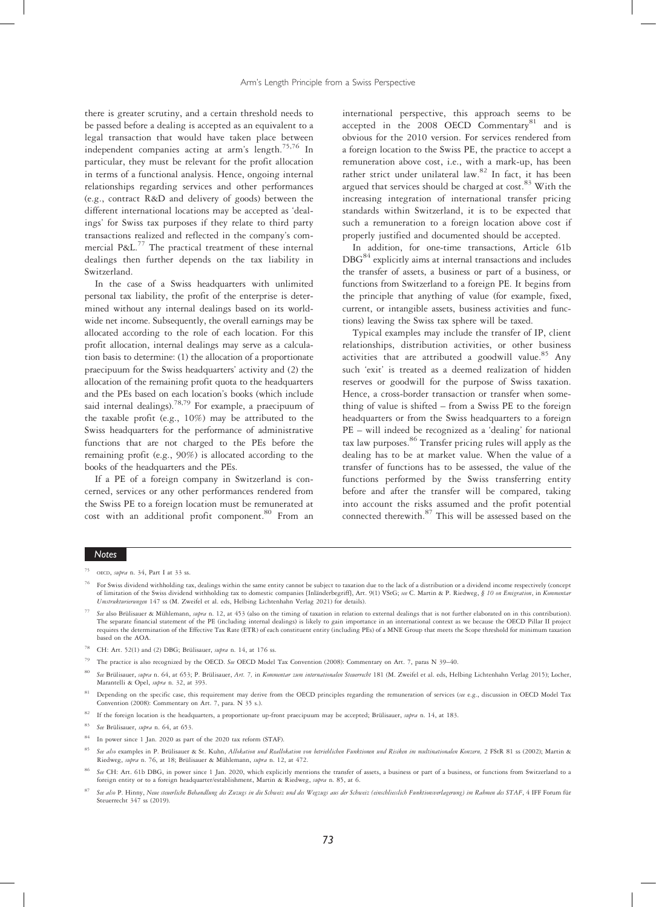there is greater scrutiny, and a certain threshold needs to be passed before a dealing is accepted as an equivalent to a legal transaction that would have taken place between independent companies acting at arm's length.[75,76] In particular, they must be relevant for the profit allocation in terms of a functional analysis. Hence, ongoing internal relationships regarding services and other performances (e.g., contract R&D and delivery of goods) between the different international locations may be accepted as 'dealings' for Swiss tax purposes if they relate to third party transactions realized and reflected in the company's commercial P&L.[77] The practical treatment of these internal dealings then further depends on the tax liability in Switzerland.

In the case of a Swiss headquarters with unlimited personal tax liability, the profit of the enterprise is determined without any internal dealings based on its worldwide net income. Subsequently, the overall earnings may be allocated according to the role of each location. For this profit allocation, internal dealings may serve as a calculation basis to determine: (1) the allocation of a proportionate praecipuum for the Swiss headquarters' activity and (2) the allocation of the remaining profit quota to the headquarters and the PEs based on each location's books (which include said internal dealings).[78,79] For example, a praecipuum of the taxable profit (e.g., 10%) may be attributed to the Swiss headquarters for the performance of administrative functions that are not charged to the PEs before the remaining profit (e.g., 90%) is allocated according to the books of the headquarters and the PEs.

If a PE of a foreign company in Switzerland is concerned, services or any other performances rendered from the Swiss PE to a foreign location must be remunerated at cost with an additional profit component.[80] From an international perspective, this approach seems to be accepted in the 2008 OECD Commentary[81] and is obvious for the 2010 version. For services rendered from a foreign location to the Swiss PE, the practice to accept a remuneration above cost, i.e., with a mark-up, has been rather strict under unilateral law.[82] In fact, it has been argued that services should be charged at cost.[83] With the increasing integration of international transfer pricing standards within Switzerland, it is to be expected that such a remuneration to a foreign location above cost if properly justified and documented should be accepted.

In addition, for one-time transactions, Article 61b DBG[84] explicitly aims at internal transactions and includes the transfer of assets, a business or part of a business, or functions from Switzerland to a foreign PE. It begins from the principle that anything of value (for example, fixed, current, or intangible assets, business activities and functions) leaving the Swiss tax sphere will be taxed.

Typical examples may include the transfer of IP, client relationships, distribution activities, or other business activities that are attributed a goodwill value.[85] Any such 'exit' is treated as a deemed realization of hidden reserves or goodwill for the purpose of Swiss taxation. Hence, a cross-border transaction or transfer when something of value is shifted – from a Swiss PE to the foreign headquarters or from the Swiss headquarters to a foreign PE – will indeed be recognized as a 'dealing' for national tax law purposes.[86] Transfer pricing rules will apply as the dealing has to be at market value. When the value of a transfer of functions has to be assessed, the value of the functions performed by the Swiss transferring entity before and after the transfer will be compared, taking into account the risks assumed and the profit potential connected therewith.[87] This will be assessed based on the

**Notes**

[75] OECD, *supra* n. 34, Part I at 33 ss.

[76] For Swiss dividend withholding tax, dealings within the same entity cannot be subject to taxation due to the lack of a distribution or a dividend income respectively (concept of limitation of the Swiss dividend withholding tax to domestic companies [Inländerbegriff], Art. 9(1) VStG; *see* C. Martin & P. Riedweg, *§ 10 on Emigration*, in *Kommentar Umstrukturierungen* 147 ss (M. Zweifel et al. eds, Helbing Lichtenhahn Verlag 2021) for details).

[77] *See* also Brülisauer & Mühlemann, *supra* n. 12, at 453 (also on the timing of taxation in relation to external dealings that is not further elaborated on in this contribution). The separate financial statement of the PE (including internal dealings) is likely to gain importance in an international context as we because the OECD Pillar II project requires the determination of the Effective Tax Rate (ETR) of each constituent entity (including PEs) of a MNE Group that meets the Scope threshold for minimum taxation based on the AOA.

[78] CH: Art. 52(1) and (2) DBG; Brülisauer, *supra* n. 14, at 176 ss.

[79] The practice is also recognized by the OECD. *See* OECD Model Tax Convention (2008): Commentary on Art. 7, paras N 39–40.

[80] *See* Brülisauer, *supra* n. 64, at 653; P. Brülisauer, *Art. 7*, in *Kommentar zum internationalen Steuerrecht* 181 (M. Zweifel et al. eds, Helbing Lichtenhahn Verlag 2015); Locher, Marantelli & Opel, *supra* n. 32, at 393.

[81] Depending on the specific case, this requirement may derive from the OECD principles regarding the remuneration of services (*see* e.g., discussion in OECD Model Tax Convention (2008): Commentary on Art. 7, para. N 35 s.).

[82] If the foreign location is the headquarters, a proportionate up-front praecipuum may be accepted; Brülisauer, *supra* n. 14, at 183.

[83] *See* Brülisauer, *supra* n. 64, at 653.

[84] In power since 1 Jan. 2020 as part of the 2020 tax reform (STAF).

[85] *See also* examples in P. Brülisauer & St. Kuhn, *Allokation und Reallokation von betrieblichen Funktionen und Risiken im multinationalen Konzern*, 2 FStR 81 ss (2002); Martin & Riedweg, *supra* n. 76, at 18; Brülisauer & Mühlemann, *supra* n. 12, at 472.

[86] *See* CH: Art. 61b DBG, in power since 1 Jan. 2020, which explicitly mentions the transfer of assets, a business or part of a business, or functions from Switzerland to a foreign entity or to a foreign headquarter/establishment, Martin & Riedweg, *supra* n. 85, at 6.

[87] *See also* P. Hinny, *Neue steuerliche Behandlung des Zuzugs in die Schweiz und des Wegzugs aus der Schweiz (einschliesslich Funktionsverlagerung) im Rahmen des STAF*, 4 IFF Forum für Steuerrecht 347 ss (2019).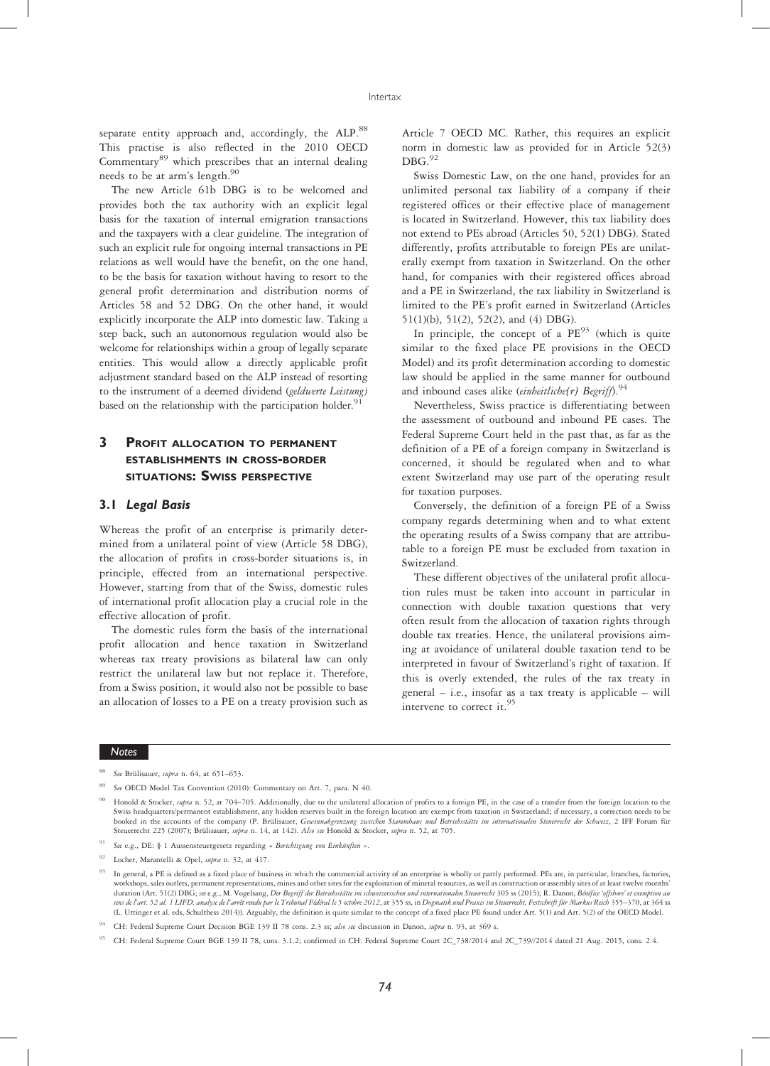separate entity approach and, accordingly, the ALP.[88] This practise is also reflected in the 2010 OECD Commentary[89] which prescribes that an internal dealing needs to be at arm's length.[90]

The new Article 61b DBG is to be welcomed and provides both the tax authority with an explicit legal basis for the taxation of internal emigration transactions and the taxpayers with a clear guideline. The integration of such an explicit rule for ongoing internal transactions in PE relations as well would have the benefit, on the one hand, to be the basis for taxation without having to resort to the general profit determination and distribution norms of Articles 58 and 52 DBG. On the other hand, it would explicitly incorporate the ALP into domestic law. Taking a step back, such an autonomous regulation would also be welcome for relationships within a group of legally separate entities. This would allow a directly applicable profit adjustment standard based on the ALP instead of resorting to the instrument of a deemed dividend (*geldwerte Leistung*) based on the relationship with the participation holder.[91]

## 3 Profit allocation to permanent establishments in cross-border situations: Swiss perspective

### 3.1 Legal Basis

Whereas the profit of an enterprise is primarily determined from a unilateral point of view (Article 58 DBG), the allocation of profits in cross-border situations is, in principle, effected from an international perspective. However, starting from that of the Swiss, domestic rules of international profit allocation play a crucial role in the effective allocation of profit.

The domestic rules form the basis of the international profit allocation and hence taxation in Switzerland whereas tax treaty provisions as bilateral law can only restrict the unilateral law but not replace it. Therefore, from a Swiss position, it would also not be possible to base an allocation of losses to a PE on a treaty provision such as Article 7 OECD MC. Rather, this requires an explicit norm in domestic law as provided for in Article 52(3) DBG.[92]

Swiss Domestic Law, on the one hand, provides for an unlimited personal tax liability of a company if their registered offices or their effective place of management is located in Switzerland. However, this tax liability does not extend to PEs abroad (Articles 50, 52(1) DBG). Stated differently, profits attributable to foreign PEs are unilaterally exempt from taxation in Switzerland. On the other hand, for companies with their registered offices abroad and a PE in Switzerland, the tax liability in Switzerland is limited to the PE's profit earned in Switzerland (Articles 51(1)(b), 51(2), 52(2), and (4) DBG).

In principle, the concept of a PE[93] (which is quite similar to the fixed place PE provisions in the OECD Model) and its profit determination according to domestic law should be applied in the same manner for outbound and inbound cases alike (*einheitliche(r) Begriff*).[94]

Nevertheless, Swiss practice is differentiating between the assessment of outbound and inbound PE cases. The Federal Supreme Court held in the past that, as far as the definition of a PE of a foreign company in Switzerland is concerned, it should be regulated when and to what extent Switzerland may use part of the operating result for taxation purposes.

Conversely, the definition of a foreign PE of a Swiss company regards determining when and to what extent the operating results of a Swiss company that are attributable to a foreign PE must be excluded from taxation in Switzerland.

These different objectives of the unilateral profit allocation rules must be taken into account in particular in connection with double taxation questions that very often result from the allocation of taxation rights through double tax treaties. Hence, the unilateral provisions aiming at avoidance of unilateral double taxation tend to be interpreted in favour of Switzerland's right of taxation. If this is overly extended, the rules of the tax treaty in general – i.e., insofar as a tax treaty is applicable – will intervene to correct it.[95]

---

**Notes**

[88] *See* Brülisauer, *supra* n. 64, at 651–653.

[89] *See* OECD Model Tax Convention (2010): Commentary on Art. 7, para. N 40.

[90] Honold & Stocker, *supra* n. 52, at 704–705. Additionally, due to the unilateral allocation of profits to a foreign PE, in the case of a transfer from the foreign location to the Swiss headquarters/permanent establishment, any hidden reserves built in the foreign location are exempt from taxation in Switzerland; if necessary, a correction needs to be booked in the accounts of the company (P. Brülisauer, *Gewinnabgrenzung zwischen Stammhaus und Betriebsstätte im internationalen Steuerrecht der Schweiz*, 2 IFF Forum für Steuerrecht 225 (2007); Brülisauer, *supra* n. 14, at 142). *Also see* Honold & Stocker, *supra* n. 52, at 705.

[91] *See* e.g., DE: § 1 Aussensteuergesetz regarding « *Berichtigung von Einkünften* ».

[92] Locher, Marantelli & Opel, *supra* n. 32, at 417.

[93] In general, a PE is defined as a fixed place of business in which the commercial activity of an enterprise is wholly or partly performed. PEs are, in particular, branches, factories, workshops, sales outlets, permanent representations, mines and other sites for the exploitation of mineral resources, as well as construction or assembly sites of at least twelve months' duration (Art. 51(2) DBG; *see* e.g., M. Vogelsang, *Der Begriff der Betriebsstätte im schweizerischen und internationalen Steuerrecht* 305 ss (2015); R. Danon, *Bénéfice 'offshore' et exemption au sens de l'art. 52 al. 1 LIFD, analyse de l'arrêt rendu par le Tribunal Fédéral le 5 octobre 2012*, at 355 ss, in *Dogmatik und Praxis im Steuerrecht, Festschrift für Markus Reich* 355–370, at 364 ss (L. Uttinger et al. eds, Schulthess 2014)). Arguably, the definition is quite similar to the concept of a fixed place PE found under Art. 5(1) and Art. 5(2) of the OECD Model.

[94] CH: Federal Supreme Court Decision BGE 139 II 78 cons. 2.3 ss; *also see* discussion in Danon, *supra* n. 93, at 369 s.

[95] CH: Federal Supreme Court BGE 139 II 78, cons. 3.1.2; confirmed in CH: Federal Supreme Court 2C_738/2014 and 2C_739//2014 dated 21 Aug. 2015, cons. 2.4.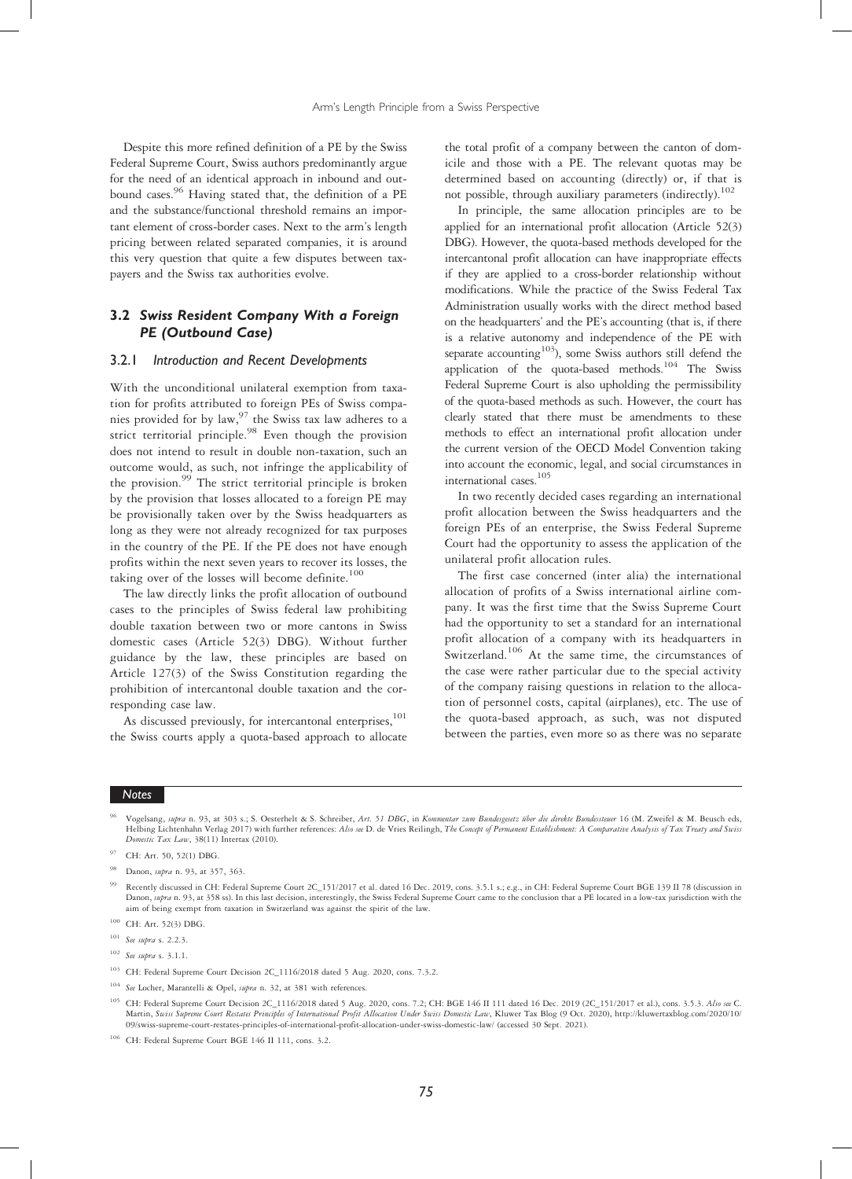Despite this more refined definition of a PE by the Swiss Federal Supreme Court, Swiss authors predominantly argue for the need of an identical approach in inbound and outbound cases.[96] Having stated that, the definition of a PE and the substance/functional threshold remains an important element of cross-border cases. Next to the arm's length pricing between related separated companies, it is around this very question that quite a few disputes between taxpayers and the Swiss tax authorities evolve.

### 3.2 Swiss Resident Company With a Foreign PE (Outbound Case)

#### 3.2.1 Introduction and Recent Developments

With the unconditional unilateral exemption from taxation for profits attributed to foreign PEs of Swiss companies provided for by law,[97] the Swiss tax law adheres to a strict territorial principle.[98] Even though the provision does not intend to result in double non-taxation, such an outcome would, as such, not infringe the applicability of the provision.[99] The strict territorial principle is broken by the provision that losses allocated to a foreign PE may be provisionally taken over by the Swiss headquarters as long as they were not already recognized for tax purposes in the country of the PE. If the PE does not have enough profits within the next seven years to recover its losses, the taking over of the losses will become definite.[100]

The law directly links the profit allocation of outbound cases to the principles of Swiss federal law prohibiting double taxation between two or more cantons in Swiss domestic cases (Article 52(3) DBG). Without further guidance by the law, these principles are based on Article 127(3) of the Swiss Constitution regarding the prohibition of intercantonal double taxation and the corresponding case law.

As discussed previously, for intercantonal enterprises,[101] the Swiss courts apply a quota-based approach to allocate the total profit of a company between the canton of domicile and those with a PE. The relevant quotas may be determined based on accounting (directly) or, if that is not possible, through auxiliary parameters (indirectly).[102]

In principle, the same allocation principles are to be applied for an international profit allocation (Article 52(3) DBG). However, the quota-based methods developed for the intercantonal profit allocation can have inappropriate effects if they are applied to a cross-border relationship without modifications. While the practice of the Swiss Federal Tax Administration usually works with the direct method based on the headquarters' and the PE's accounting (that is, if there is a relative autonomy and independence of the PE with separate accounting[103]), some Swiss authors still defend the application of the quota-based methods.[104] The Swiss Federal Supreme Court is also upholding the permissibility of the quota-based methods as such. However, the court has clearly stated that there must be amendments to these methods to effect an international profit allocation under the current version of the OECD Model Convention taking into account the economic, legal, and social circumstances in international cases.[105]

In two recently decided cases regarding an international profit allocation between the Swiss headquarters and the foreign PEs of an enterprise, the Swiss Federal Supreme Court had the opportunity to assess the application of the unilateral profit allocation rules.

The first case concerned (inter alia) the international allocation of profits of a Swiss international airline company. It was the first time that the Swiss Supreme Court had the opportunity to set a standard for an international profit allocation of a company with its headquarters in Switzerland.[106] At the same time, the circumstances of the case were rather particular due to the special activity of the company raising questions in relation to the allocation of personnel costs, capital (airplanes), etc. The use of the quota-based approach, as such, was not disputed between the parties, even more so as there was no separate

---

**Notes**

[96] Vogelsang, *supra* n. 93, at 303 s.; S. Oesterhelt & S. Schreiber, *Art. 51 DBG*, in *Kommentar zum Bundesgesetz über die direkte Bundessteuer* 16 (M. Zweifel & M. Beusch eds, Helbing Lichtenhahn Verlag 2017) with further references: *Also see* D. de Vries Reilingh, *The Concept of Permanent Establishment: A Comparative Analysis of Tax Treaty and Swiss Domestic Tax Law*, 38(11) Intertax (2010).

[97] CH: Art. 50, 52(1) DBG.

[98] Danon, *supra* n. 93, at 357, 363.

[99] Recently discussed in CH: Federal Supreme Court 2C_151/2017 et al. dated 16 Dec. 2019, cons. 3.5.1 s.; e.g., in CH: Federal Supreme Court BGE 139 II 78 (discussion in Danon, *supra* n. 93, at 358 ss). In this last decision, interestingly, the Swiss Federal Supreme Court came to the conclusion that a PE located in a low-tax jurisdiction with the aim of being exempt from taxation in Switzerland was against the spirit of the law.

[100] CH: Art. 52(3) DBG.

[101] *See supra* s. 2.2.3.

[102] *See supra* s. 3.1.1.

[103] CH: Federal Supreme Court Decision 2C_1116/2018 dated 5 Aug. 2020, cons. 7.3.2.

[104] *See* Locher, Marantelli & Opel, *supra* n. 32, at 381 with references.

[105] CH: Federal Supreme Court Decision 2C_1116/2018 dated 5 Aug. 2020, cons. 7.2; CH: BGE 146 II 111 dated 16 Dec. 2019 (2C_151/2017 et al.), cons. 3.5.3. *Also see* C. Martin, *Swiss Supreme Court Restates Principles of International Profit Allocation Under Swiss Domestic Law*, Kluwer Tax Blog (9 Oct. 2020), http://kluwertaxblog.com/2020/10/09/swiss-supreme-court-restates-principles-of-international-profit-allocation-under-swiss-domestic-law/ (accessed 30 Sept. 2021).

[106] CH: Federal Supreme Court BGE 146 II 111, cons. 3.2.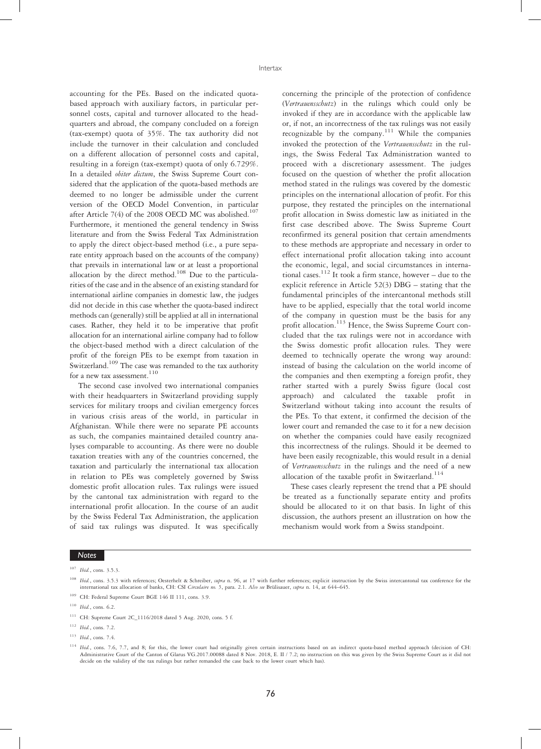accounting for the PEs. Based on the indicated quota-based approach with auxiliary factors, in particular personnel costs, capital and turnover allocated to the headquarters and abroad, the company concluded on a foreign (tax-exempt) quota of 35%. The tax authority did not include the turnover in their calculation and concluded on a different allocation of personnel costs and capital, resulting in a foreign (tax-exempt) quota of only 6.729%. In a detailed *obiter dictum*, the Swiss Supreme Court considered that the application of the quota-based methods are deemed to no longer be admissible under the current version of the OECD Model Convention, in particular after Article 7(4) of the 2008 OECD MC was abolished.[107] Furthermore, it mentioned the general tendency in Swiss literature and from the Swiss Federal Tax Administration to apply the direct object-based method (i.e., a pure separate entity approach based on the accounts of the company) that prevails in international law or at least a proportional allocation by the direct method.[108] Due to the particularities of the case and in the absence of an existing standard for international airline companies in domestic law, the judges did not decide in this case whether the quota-based indirect methods can (generally) still be applied at all in international cases. Rather, they held it to be imperative that profit allocation for an international airline company had to follow the object-based method with a direct calculation of the profit of the foreign PEs to be exempt from taxation in Switzerland.[109] The case was remanded to the tax authority for a new tax assessment.[110]

The second case involved two international companies with their headquarters in Switzerland providing supply services for military troops and civilian emergency forces in various crisis areas of the world, in particular in Afghanistan. While there were no separate PE accounts as such, the companies maintained detailed country analyses comparable to accounting. As there were no double taxation treaties with any of the countries concerned, the taxation and particularly the international tax allocation in relation to PEs was completely governed by Swiss domestic profit allocation rules. Tax rulings were issued by the cantonal tax administration with regard to the international profit allocation. In the course of an audit by the Swiss Federal Tax Administration, the application of said tax rulings was disputed. It was specifically concerning the principle of the protection of confidence (*Vertrauensschutz*) in the rulings which could only be invoked if they are in accordance with the applicable law or, if not, an incorrectness of the tax rulings was not easily recognizable by the company.[111] While the companies invoked the protection of the *Vertrauensschutz* in the rulings, the Swiss Federal Tax Administration wanted to proceed with a discretionary assessment. The judges focused on the question of whether the profit allocation method stated in the rulings was covered by the domestic principles on the international allocation of profit. For this purpose, they restated the principles on the international profit allocation in Swiss domestic law as initiated in the first case described above. The Swiss Supreme Court reconfirmed its general position that certain amendments to these methods are appropriate and necessary in order to effect international profit allocation taking into account the economic, legal, and social circumstances in international cases.[112] It took a firm stance, however – due to the explicit reference in Article 52(3) DBG – stating that the fundamental principles of the intercantonal methods still have to be applied, especially that the total world income of the company in question must be the basis for any profit allocation.[113] Hence, the Swiss Supreme Court concluded that the tax rulings were not in accordance with the Swiss domestic profit allocation rules. They were deemed to technically operate the wrong way around: instead of basing the calculation on the world income of the companies and then exempting a foreign profit, they rather started with a purely Swiss figure (local cost approach) and calculated the taxable profit in Switzerland without taking into account the results of the PEs. To that extent, it confirmed the decision of the lower court and remanded the case to it for a new decision on whether the companies could have easily recognized this incorrectness of the rulings. Should it be deemed to have been easily recognizable, this would result in a denial of *Vertrauensschutz* in the rulings and the need of a new allocation of the taxable profit in Switzerland.[114]

These cases clearly represent the trend that a PE should be treated as a functionally separate entity and profits should be allocated to it on that basis. In light of this discussion, the authors present an illustration on how the mechanism would work from a Swiss standpoint.

**Notes**

[107] *Ibid.*, cons. 3.5.3.

[108] *Ibid.*, cons. 3.5.3 with references; Oesterhelt & Schreiber, *supra* n. 96, at 17 with further references; explicit instruction by the Swiss intercantonal tax conference for the international tax allocation of banks, CH: CSI *Circulaire no.* 5, para. 2.1. *Also see* Brülisauer, *supra* n. 14, at 644–645.

[109] CH: Federal Supreme Court BGE 146 II 111, cons. 3.9.

[110] *Ibid.*, cons. 6.2.

[111] CH: Supreme Court 2C_1116/2018 dated 5 Aug. 2020, cons. 5 f.

[112] *Ibid.*, cons. 7.2.

[113] *Ibid.*, cons. 7.4.

[114] *Ibid.*, cons. 7.6, 7.7, and 8; for this, the lower court had originally given certain instructions based on an indirect quota-based method approach (decision of CH: Administrative Court of the Canton of Glarus VG.2017.00088 dated 8 Nov. 2018, E. II / 7.2; no instruction on this was given by the Swiss Supreme Court as it did not decide on the validity of the tax rulings but rather remanded the case back to the lower court which has).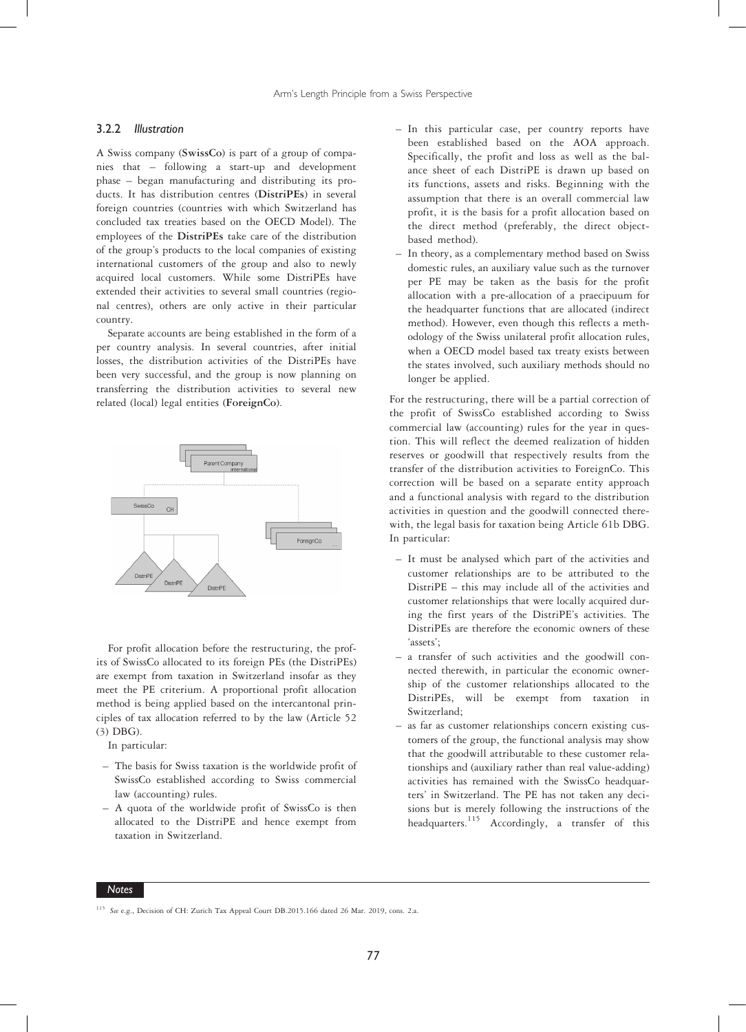### 3.2.2 *Illustration*

A Swiss company (**SwissCo**) is part of a group of companies that – following a start-up and development phase – began manufacturing and distributing its products. It has distribution centres (**DistriPEs**) in several foreign countries (countries with which Switzerland has concluded tax treaties based on the OECD Model). The employees of the **DistriPEs** take care of the distribution of the group's products to the local companies of existing international customers of the group and also to newly acquired local customers. While some DistriPEs have extended their activities to several small countries (regional centres), others are only active in their particular country.

Separate accounts are being established in the form of a per country analysis. In several countries, after initial losses, the distribution activities of the DistriPEs have been very successful, and the group is now planning on transferring the distribution activities to several new related (local) legal entities (**ForeignCo**).

For profit allocation before the restructuring, the profits of SwissCo allocated to its foreign PEs (the DistriPEs) are exempt from taxation in Switzerland insofar as they meet the PE criterium. A proportional profit allocation method is being applied based on the intercantonal principles of tax allocation referred to by the law (Article 52 (3) DBG).

In particular:

- The basis for Swiss taxation is the worldwide profit of SwissCo established according to Swiss commercial law (accounting) rules.
- A quota of the worldwide profit of SwissCo is then allocated to the DistriPE and hence exempt from taxation in Switzerland.
- In this particular case, per country reports have been established based on the AOA approach. Specifically, the profit and loss as well as the balance sheet of each DistriPE is drawn up based on its functions, assets and risks. Beginning with the assumption that there is an overall commercial law profit, it is the basis for a profit allocation based on the direct method (preferably, the direct object-based method).
- In theory, as a complementary method based on Swiss domestic rules, an auxiliary value such as the turnover per PE may be taken as the basis for the profit allocation with a pre-allocation of a praecipuum for the headquarter functions that are allocated (indirect method). However, even though this reflects a methodology of the Swiss unilateral profit allocation rules, when a OECD model based tax treaty exists between the states involved, such auxiliary methods should no longer be applied.

For the restructuring, there will be a partial correction of the profit of SwissCo established according to Swiss commercial law (accounting) rules for the year in question. This will reflect the deemed realization of hidden reserves or goodwill that respectively results from the transfer of the distribution activities to ForeignCo. This correction will be based on a separate entity approach and a functional analysis with regard to the distribution activities in question and the goodwill connected therewith, the legal basis for taxation being Article 61b DBG. In particular:

- It must be analysed which part of the activities and customer relationships are to be attributed to the DistriPE – this may include all of the activities and customer relationships that were locally acquired during the first years of the DistriPE's activities. The DistriPEs are therefore the economic owners of these 'assets';
- a transfer of such activities and the goodwill connected therewith, in particular the economic ownership of the customer relationships allocated to the DistriPEs, will be exempt from taxation in Switzerland;
- as far as customer relationships concern existing customers of the group, the functional analysis may show that the goodwill attributable to these customer relationships and (auxiliary rather than real value-adding) activities has remained with the SwissCo headquarters' in Switzerland. The PE has not taken any decisions but is merely following the instructions of the headquarters.[115] Accordingly, a transfer of this

---

[115] *See* e.g., Decision of CH: Zurich Tax Appeal Court DB.2015.166 dated 26 Mar. 2019, cons. 2.a.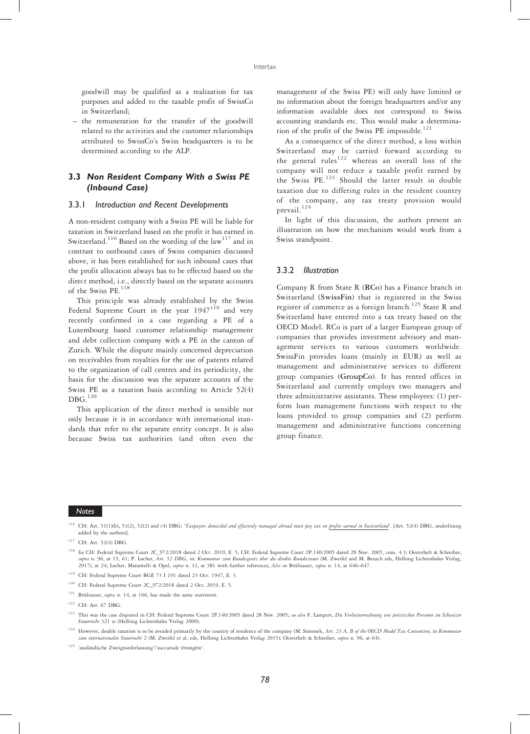goodwill may be qualified as a realization for tax purposes and added to the taxable profit of SwissCo in Switzerland;

– the remuneration for the transfer of the goodwill related to the activities and the customer relationships attributed to SwissCo's Swiss headquarters is to be determined according to the ALP.

### 3.3 *Non Resident Company With a Swiss PE (Inbound Case)*

#### 3.3.1 *Introduction and Recent Developments*

A non-resident company with a Swiss PE will be liable for taxation in Switzerland based on the profit it has earned in Switzerland.[116] Based on the wording of the law[117] and in contrast to outbound cases of Swiss companies discussed above, it has been established for such inbound cases that the profit allocation always has to be effected based on the direct method, i.e., directly based on the separate accounts of the Swiss PE.[118]

This principle was already established by the Swiss Federal Supreme Court in the year 1947[119] and very recently confirmed in a case regarding a PE of a Luxembourg based customer relationship management and debt collection company with a PE in the canton of Zurich. While the dispute mainly concerned depreciation on receivables from royalties for the use of patents related to the organization of call centres and its periodicity, the basis for the discussion was the separate accounts of the Swiss PE as a taxation basis according to Article 52(4) DBG.[120]

This application of the direct method is sensible not only because it is in accordance with international standards that refer to the separate entity concept. It is also because Swiss tax authorities (and often even the management of the Swiss PE) will only have limited or no information about the foreign headquarters and/or any information available does not correspond to Swiss accounting standards etc. This would make a determination of the profit of the Swiss PE impossible.[121]

As a consequence of the direct method, a loss within Switzerland may be carried forward according to the general rules[122] whereas an overall loss of the company will not reduce a taxable profit earned by the Swiss PE.[123] Should the latter result in double taxation due to differing rules in the resident country of the company, any tax treaty provision would prevail.[124]

In light of this discussion, the authors present an illustration on how the mechanism would work from a Swiss standpoint.

#### 3.3.2 *Illustration*

Company R from State R (**RCo**) has a Finance branch in Switzerland (**SwissFin**) that is registered in the Swiss register of commerce as a foreign branch.[125] State R and Switzerland have entered into a tax treaty based on the OECD Model. RCo is part of a larger European group of companies that provides investment advisory and management services to various customers worldwide. SwissFin provides loans (mainly in EUR) as well as management and administrative services to different group companies (**GroupCo**). It has rented offices in Switzerland and currently employs two managers and three administrative assistants. These employees: (1) perform loan management functions with respect to the loans provided to group companies and (2) perform management and administrative functions concerning group finance.

---

**Notes**

[116] CH: Art. 51(1)(b), 51(2), 52(2) and (4) DBG; '*Taxpayers domiciled and effectively managed abroad must pay tax on profits earned in Switzerland*'. [Art. 52(4) DBG, underlining added by the authors].

[117] CH: Art. 52(4) DBG.

[118] *See* CH: Federal Supreme Court 2C_972/2018 dated 2 Oct. 2019, E. 5; CH: Federal Supreme Court 2P.140/2005 dated 28 Nov. 2005, cons. 4.3; Oesterhelt & Schreiber, *supra* n. 96, at 15, 61; P. Locher, *Art. 52 DBG*, in: *Kommentar zum Bundesgesetz über die direkte Bundessteuer* (M. Zweifel and M. Beusch eds, Helbing Lichtenhahn Verlag, 2017), at 24; Locher, Marantelli & Opel, *supra* n. 32, at 381 with further references; *Also see* Brülisauer, *supra* n. 14, at 646–647.

[119] CH: Federal Supreme Court BGE 73 I 191 dated 23 Oct. 1947, E. 3.

[120] CH: Federal Supreme Court 2C_972/2018 dated 2 Oct. 2019, E. 5.

[121] Brülisauer, *supra* n. 14, at 166, has made the same statement.

[122] CH: Art. 67 DBG.

[123] This was the case disputed in CH: Federal Supreme Court 2P.140/2005 dated 28 Nov. 2005; *see also* F. Lampert, *Die Verlustverrechnung von juristischen Personen im Schweizer Steuerrecht* 321 ss (Helbing Lichtenhahn Verlag 2000).

[124] However, double taxation is to be avoided primarily by the country of residence of the company (M. Simonek, *Art. 23 A, B of the OECD Model Tax Convention*, in *Kommentar zum internationalen Steuerrecht* 2 (M. Zweifel et al. eds, Helbing Lichtenhahn Verlag 2015); Oesterhelt & Schreiber, *supra* n. 96, at 64).

[125] 'ausländische Zweigniederlassung'/'succursale étrangère'.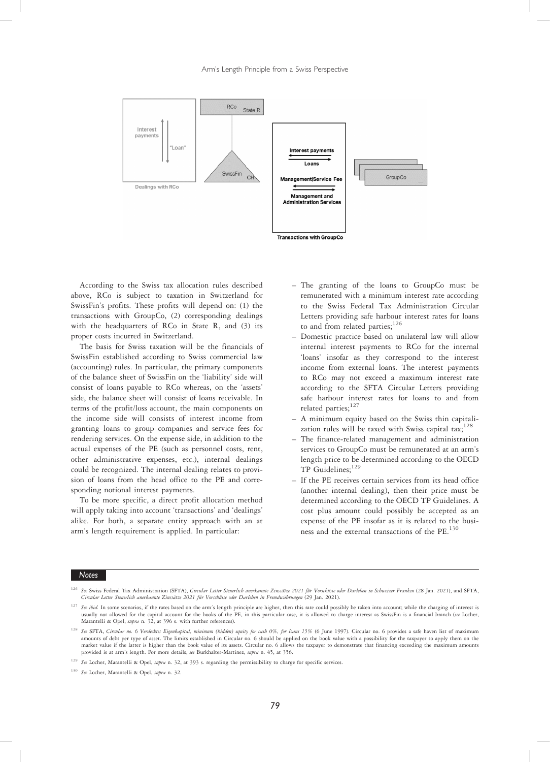According to the Swiss tax allocation rules described above, RCo is subject to taxation in Switzerland for SwissFin's profits. These profits will depend on: (1) the transactions with GroupCo, (2) corresponding dealings with the headquarters of RCo in State R, and (3) its proper costs incurred in Switzerland.

The basis for Swiss taxation will be the financials of SwissFin established according to Swiss commercial law (accounting) rules. In particular, the primary components of the balance sheet of SwissFin on the 'liability' side will consist of loans payable to RCo whereas, on the 'assets' side, the balance sheet will consist of loans receivable. In terms of the profit/loss account, the main components on the income side will consists of interest income from granting loans to group companies and service fees for rendering services. On the expense side, in addition to the actual expenses of the PE (such as personnel costs, rent, other administrative expenses, etc.), internal dealings could be recognized. The internal dealing relates to provision of loans from the head office to the PE and corresponding notional interest payments.

To be more specific, a direct profit allocation method will apply taking into account 'transactions' and 'dealings' alike. For both, a separate entity approach with an at arm's length requirement is applied. In particular:

- The granting of the loans to GroupCo must be remunerated with a minimum interest rate according to the Swiss Federal Tax Administration Circular Letters providing safe harbour interest rates for loans to and from related parties;[126]
- Domestic practice based on unilateral law will allow internal interest payments to RCo for the internal 'loans' insofar as they correspond to the interest income from external loans. The interest payments to RCo may not exceed a maximum interest rate according to the SFTA Circular Letters providing safe harbour interest rates for loans to and from related parties;[127]
- A minimum equity based on the Swiss thin capitalization rules will be taxed with Swiss capital tax;[128]
- The finance-related management and administration services to GroupCo must be remunerated at an arm's length price to be determined according to the OECD TP Guidelines;[129]
- If the PE receives certain services from its head office (another internal dealing), then their price must be determined according to the OECD TP Guidelines. A cost plus amount could possibly be accepted as an expense of the PE insofar as it is related to the business and the external transactions of the PE.[130]

### Notes

[126] *See* Swiss Federal Tax Administration (SFTA), *Circular Letter Steuerlich anerkannte Zinssätze 2021 für Vorschüsse oder Darlehen in Schweizer Franken* (28 Jan. 2021), and SFTA, *Circular Letter Steuerlich anerkannte Zinssätze 2021 für Vorschüsse oder Darlehen in Fremdwährungen* (29 Jan. 2021).

[127] *See ibid.* In some scenarios, if the rates based on the arm's length principle are higher, then this rate could possibly be taken into account; while the charging of interest is usually not allowed for the capital account for the books of the PE, in this particular case, it is allowed to charge interest as SwissFin is a financial branch (*see* Locher, Marantelli & Opel, *supra* n. 32, at 396 s. with further references).

[128] *See* SFTA, *Circular no. 6 Verdecktes Eigenkapital, minimum (hidden) equity for cash 0%, for loans 15%* (6 June 1997). Circular no. 6 provides a safe haven list of maximum amounts of debt per type of asset. The limits established in Circular no. 6 should be applied on the book value with a possibility for the taxpayer to apply them on the market value if the latter is higher than the book value of its assets. Circular no. 6 allows the taxpayer to demonstrate that financing exceeding the maximum amounts provided is at arm's length. For more details, *see* Burkhalter-Martinez, *supra* n. 45, at 356.

[129] *See* Locher, Marantelli & Opel, *supra* n. 32, at 393 s. regarding the permissibility to charge for specific services.

[130] *See* Locher, Marantelli & Opel, *supra* n. 32.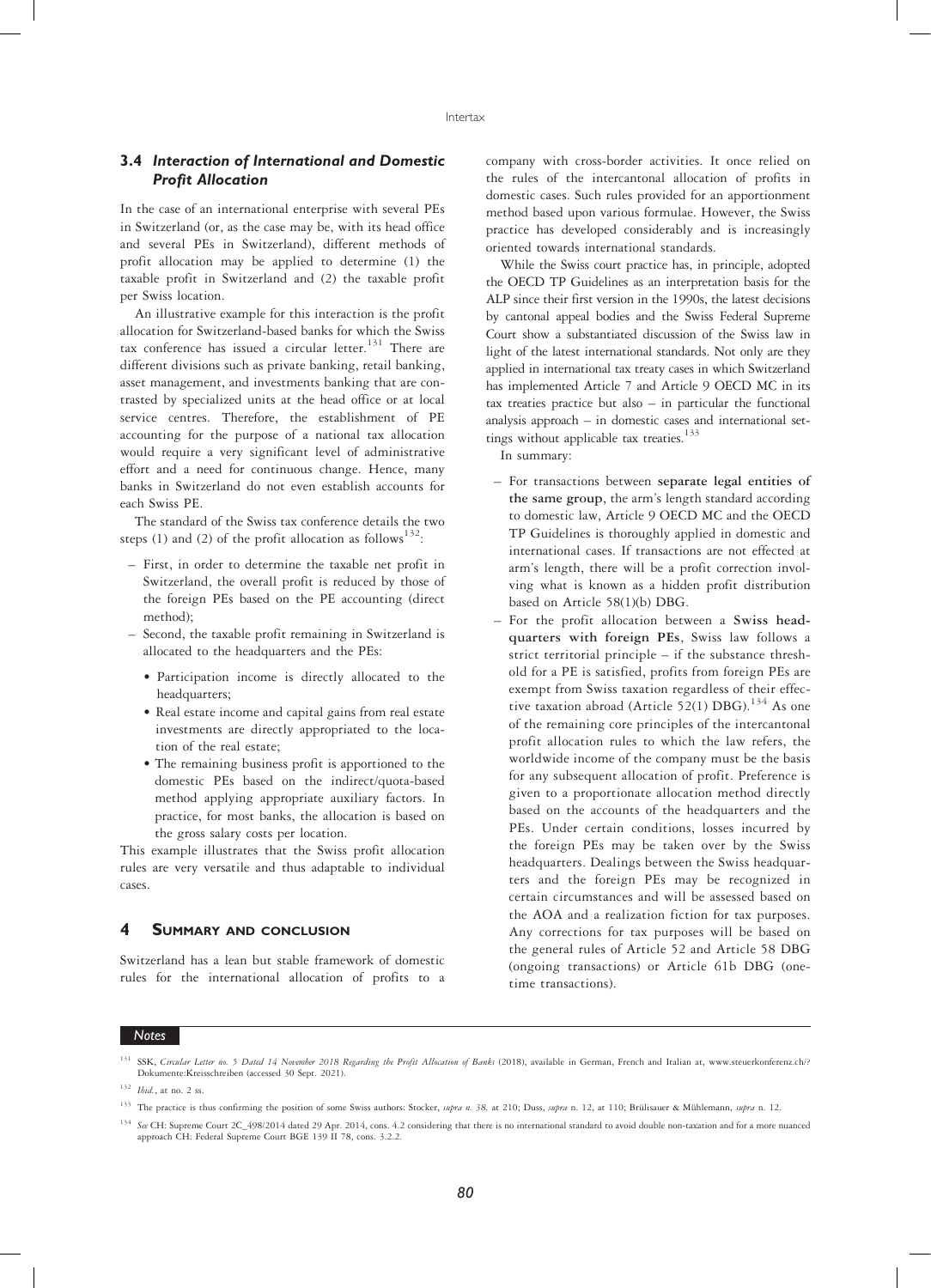### 3.4 *Interaction of International and Domestic Profit Allocation*

In the case of an international enterprise with several PEs in Switzerland (or, as the case may be, with its head office and several PEs in Switzerland), different methods of profit allocation may be applied to determine (1) the taxable profit in Switzerland and (2) the taxable profit per Swiss location.

An illustrative example for this interaction is the profit allocation for Switzerland-based banks for which the Swiss tax conference has issued a circular letter.[131] There are different divisions such as private banking, retail banking, asset management, and investments banking that are contrasted by specialized units at the head office or at local service centres. Therefore, the establishment of PE accounting for the purpose of a national tax allocation would require a very significant level of administrative effort and a need for continuous change. Hence, many banks in Switzerland do not even establish accounts for each Swiss PE.

The standard of the Swiss tax conference details the two steps (1) and (2) of the profit allocation as follows[132]:

- First, in order to determine the taxable net profit in Switzerland, the overall profit is reduced by those of the foreign PEs based on the PE accounting (direct method);
- Second, the taxable profit remaining in Switzerland is allocated to the headquarters and the PEs:
  - Participation income is directly allocated to the headquarters;
  - Real estate income and capital gains from real estate investments are directly appropriated to the location of the real estate;
  - The remaining business profit is apportioned to the domestic PEs based on the indirect/quota-based method applying appropriate auxiliary factors. In practice, for most banks, the allocation is based on the gross salary costs per location.

This example illustrates that the Swiss profit allocation rules are very versatile and thus adaptable to individual cases.

## 4 Summary and Conclusion

Switzerland has a lean but stable framework of domestic rules for the international allocation of profits to a company with cross-border activities. It once relied on the rules of the intercantonal allocation of profits in domestic cases. Such rules provided for an apportionment method based upon various formulae. However, the Swiss practice has developed considerably and is increasingly oriented towards international standards.

While the Swiss court practice has, in principle, adopted the OECD TP Guidelines as an interpretation basis for the ALP since their first version in the 1990s, the latest decisions by cantonal appeal bodies and the Swiss Federal Supreme Court show a substantiated discussion of the Swiss law in light of the latest international standards. Not only are they applied in international tax treaty cases in which Switzerland has implemented Article 7 and Article 9 OECD MC in its tax treaties practice but also – in particular the functional analysis approach – in domestic cases and international settings without applicable tax treaties.[133]

In summary:

- For transactions between **separate legal entities of the same group**, the arm's length standard according to domestic law, Article 9 OECD MC and the OECD TP Guidelines is thoroughly applied in domestic and international cases. If transactions are not effected at arm's length, there will be a profit correction involving what is known as a hidden profit distribution based on Article 58(1)(b) DBG.
- For the profit allocation between a **Swiss headquarters with foreign PEs**, Swiss law follows a strict territorial principle – if the substance threshold for a PE is satisfied, profits from foreign PEs are exempt from Swiss taxation regardless of their effective taxation abroad (Article 52(1) DBG).[134] As one of the remaining core principles of the intercantonal profit allocation rules to which the law refers, the worldwide income of the company must be the basis for any subsequent allocation of profit. Preference is given to a proportionate allocation method directly based on the accounts of the headquarters and the PEs. Under certain conditions, losses incurred by the foreign PEs may be taken over by the Swiss headquarters. Dealings between the Swiss headquarters and the foreign PEs may be recognized in certain circumstances and will be assessed based on the AOA and a realization fiction for tax purposes. Any corrections for tax purposes will be based on the general rules of Article 52 and Article 58 DBG (ongoing transactions) or Article 61b DBG (one-time transactions).

---

*Notes*

[131] SSK, *Circular Letter no. 5 Dated 14 November 2018 Regarding the Profit Allocation of Banks* (2018), available in German, French and Italian at, www.steuerkonferenz.ch/?Dokumente:Kreisschreiben (accessed 30 Sept. 2021).

[132] *Ibid.*, at no. 2 ss.

[133] The practice is thus confirming the position of some Swiss authors: Stocker, *supra* n. 38, at 210; Duss, *supra* n. 12, at 110; Brülisauer & Mühlemann, *supra* n. 12.

[134] *See* CH: Supreme Court 2C_498/2014 dated 29 Apr. 2014, cons. 4.2 considering that there is no international standard to avoid double non-taxation and for a more nuanced approach CH: Federal Supreme Court BGE 139 II 78, cons. 3.2.2.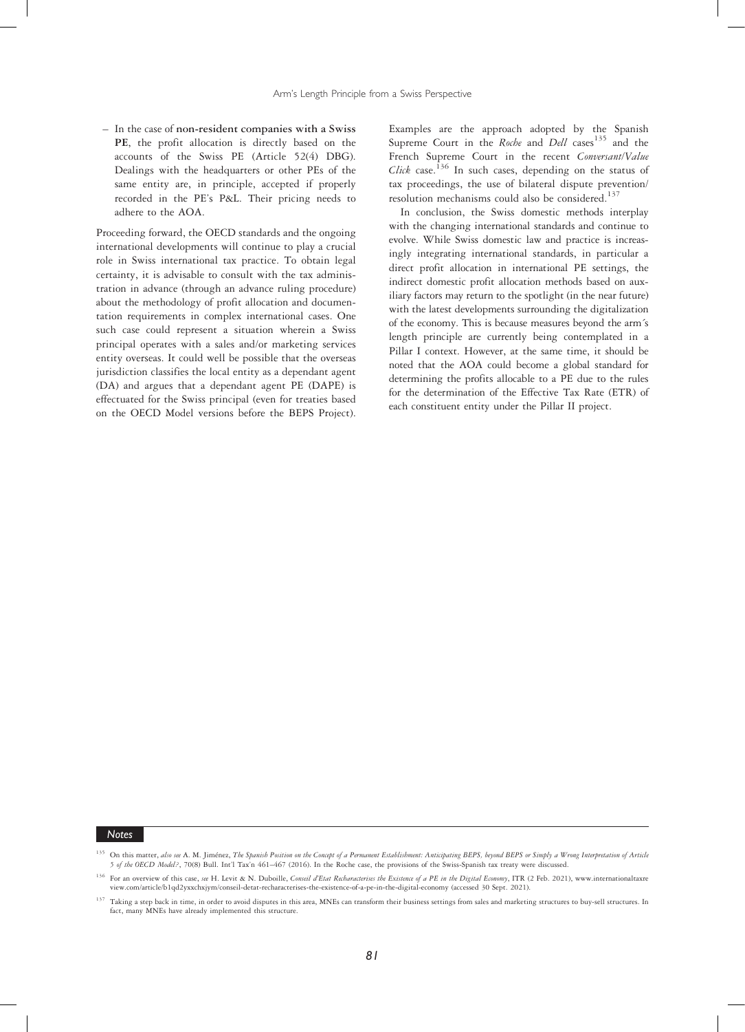– In the case of **non-resident companies with a Swiss PE**, the profit allocation is directly based on the accounts of the Swiss PE (Article 52(4) DBG). Dealings with the headquarters or other PEs of the same entity are, in principle, accepted if properly recorded in the PE's P&L. Their pricing needs to adhere to the AOA.

Proceeding forward, the OECD standards and the ongoing international developments will continue to play a crucial role in Swiss international tax practice. To obtain legal certainty, it is advisable to consult with the tax administration in advance (through an advance ruling procedure) about the methodology of profit allocation and documentation requirements in complex international cases. One such case could represent a situation wherein a Swiss principal operates with a sales and/or marketing services entity overseas. It could well be possible that the overseas jurisdiction classifies the local entity as a dependant agent (DA) and argues that a dependant agent PE (DAPE) is effectuated for the Swiss principal (even for treaties based on the OECD Model versions before the BEPS Project). Examples are the approach adopted by the Spanish Supreme Court in the *Roche* and *Dell* cases[135] and the French Supreme Court in the recent *Conversant/Value Click* case.[136] In such cases, depending on the status of tax proceedings, the use of bilateral dispute prevention/resolution mechanisms could also be considered.[137]

In conclusion, the Swiss domestic methods interplay with the changing international standards and continue to evolve. While Swiss domestic law and practice is increasingly integrating international standards, in particular a direct profit allocation in international PE settings, the indirect domestic profit allocation methods based on auxiliary factors may return to the spotlight (in the near future) with the latest developments surrounding the digitalization of the economy. This is because measures beyond the arm´s length principle are currently being contemplated in a Pillar I context. However, at the same time, it should be noted that the AOA could become a global standard for determining the profits allocable to a PE due to the rules for the determination of the Effective Tax Rate (ETR) of each constituent entity under the Pillar II project.

**Notes**

[135] On this matter, *also see* A. M. Jiménez, *The Spanish Position on the Concept of a Permanent Establishment: Anticipating BEPS, beyond BEPS or Simply a Wrong Interpretation of Article 5 of the OECD Model?*, 70(8) Bull. Int'l Tax'n 461–467 (2016). In the Roche case, the provisions of the Swiss-Spanish tax treaty were discussed.

[136] For an overview of this case, *see* H. Levit & N. Duboille, *Conseil d'Etat Recharacterises the Existence of a PE in the Digital Economy*, ITR (2 Feb. 2021), www.internationaltaxreview.com/article/b1qd2yxxchxjym/conseil-detat-recharacterises-the-existence-of-a-pe-in-the-digital-economy (accessed 30 Sept. 2021).

[137] Taking a step back in time, in order to avoid disputes in this area, MNEs can transform their business settings from sales and marketing structures to buy-sell structures. In fact, many MNEs have already implemented this structure.